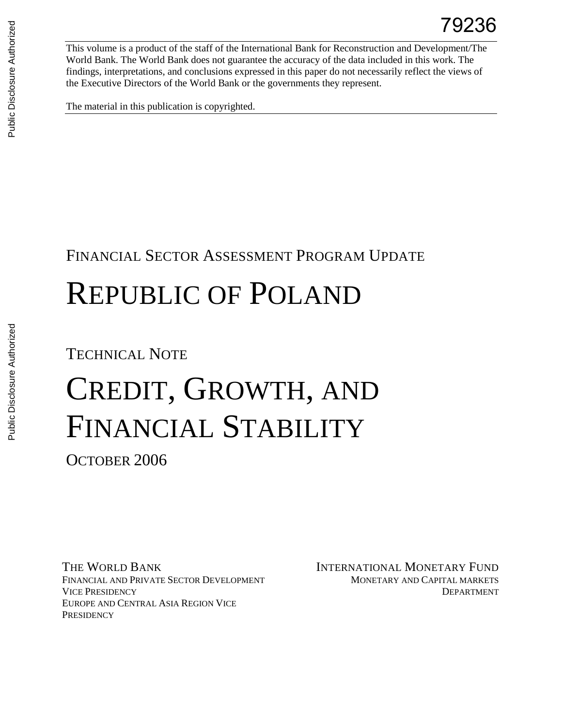79236

This volume is a product of the staff of the International Bank for Reconstruction and Development/The World Bank. The World Bank does not guarantee the accuracy of the data included in this work. The findings, interpretations, and conclusions expressed in this paper do not necessarily reflect the views of the Executive Directors of the World Bank or the governments they represent.

The material in this publication is copyrighted.

## FINANCIAL SECTOR ASSESSMENT PROGRAM UPDATE

# REPUBLIC OF POLAND

## TECHNICAL NOTE

# CREDIT, GROWTH, AND FINANCIAL STABILITY

OCTOBER 2006

THE WORLD BANK
FINANCIAL AND PRIVATE SECTOR DEVELOPMENT VICE PRESIDENCY
EUROPE AND CENTRAL ASIA REGION VICE PRESIDENCY

INTERNATIONAL MONETARY FUND
MONETARY AND CAPITAL MARKETS DEPARTMENT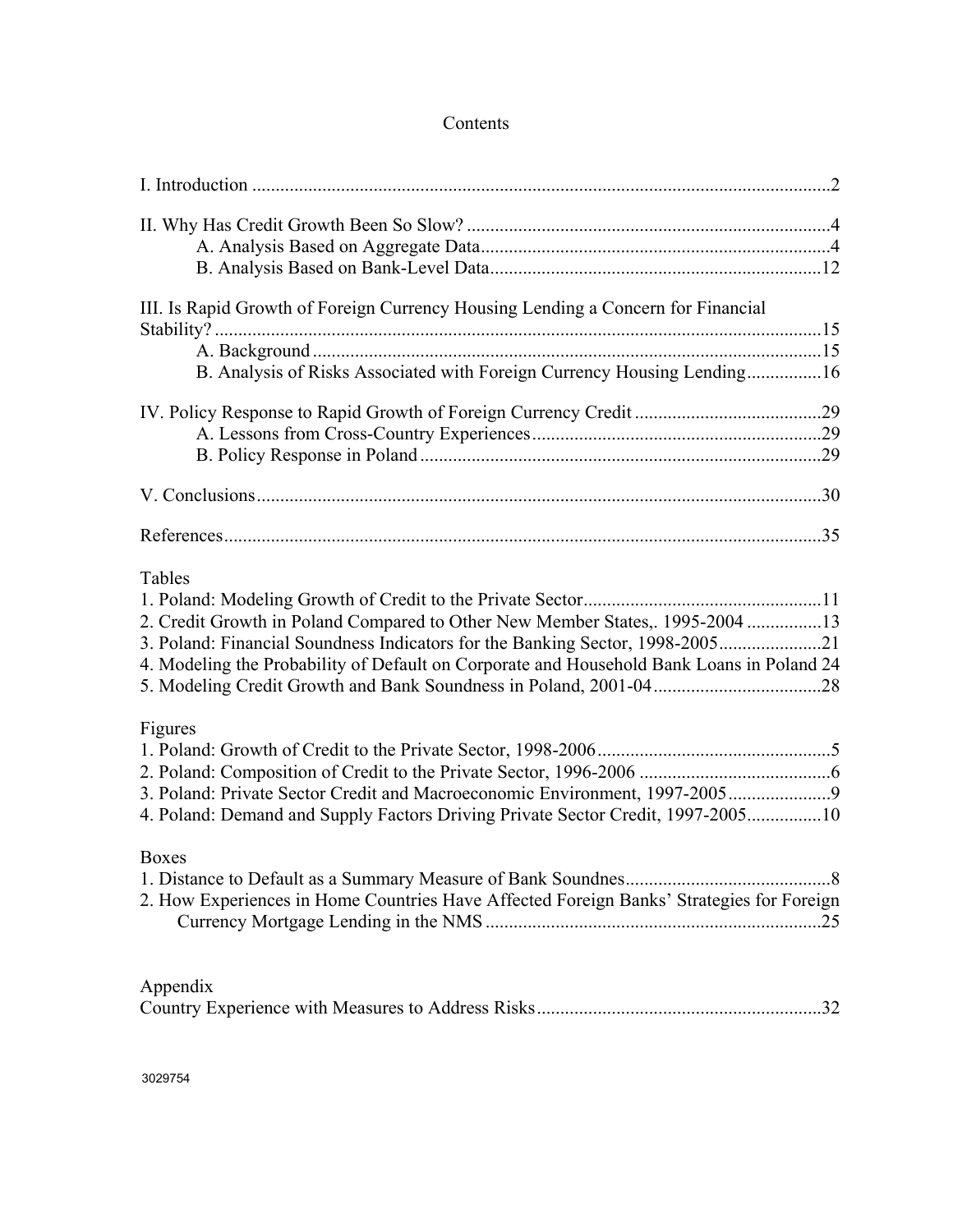# Contents

I. Introduction ............................................................................................................................2

II. Why Has Credit Growth Been So Slow? ..............................................................................4
  A. Analysis Based on Aggregate Data..........................................................................4
  B. Analysis Based on Bank-Level Data.......................................................................12

III. Is Rapid Growth of Foreign Currency Housing Lending a Concern for Financial Stability? ...................................................................................................................15
  A. Background ............................................................................................................15
  B. Analysis of Risks Associated with Foreign Currency Housing Lending................16

IV. Policy Response to Rapid Growth of Foreign Currency Credit ........................................29
  A. Lessons from Cross-Country Experiences.............................................................29
  B. Policy Response in Poland .....................................................................................29

V. Conclusions........................................................................................................................30

References................................................................................................................................35

Tables
1. Poland: Modeling Growth of Credit to the Private Sector...................................................11
2. Credit Growth in Poland Compared to Other New Member States,. 1995-2004 ................13
3. Poland: Financial Soundness Indicators for the Banking Sector, 1998-2005......................21
4. Modeling the Probability of Default on Corporate and Household Bank Loans in Poland 24
5. Modeling Credit Growth and Bank Soundness in Poland, 2001-04....................................28

Figures
1. Poland: Growth of Credit to the Private Sector, 1998-2006..................................................5
2. Poland: Composition of Credit to the Private Sector, 1996-2006 .........................................6
3. Poland: Private Sector Credit and Macroeconomic Environment, 1997-2005......................9
4. Poland: Demand and Supply Factors Driving Private Sector Credit, 1997-2005................10

Boxes
1. Distance to Default as a Summary Measure of Bank Soundnes............................................8
2. How Experiences in Home Countries Have Affected Foreign Banks' Strategies for Foreign Currency Mortgage Lending in the NMS .......................................................................25

Appendix
Country Experience with Measures to Address Risks.............................................................32

3029754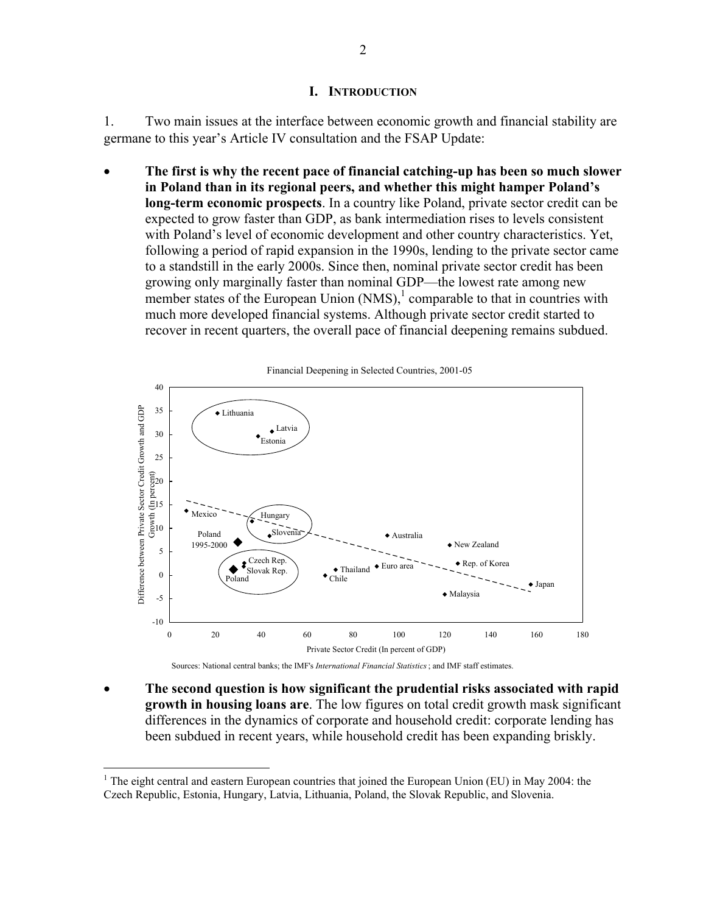## I. INTRODUCTION

1. Two main issues at the interface between economic growth and financial stability are germane to this year's Article IV consultation and the FSAP Update:

- **The first is why the recent pace of financial catching-up has been so much slower in Poland than in its regional peers, and whether this might hamper Poland's long-term economic prospects**. In a country like Poland, private sector credit can be expected to grow faster than GDP, as bank intermediation rises to levels consistent with Poland's level of economic development and other country characteristics. Yet, following a period of rapid expansion in the 1990s, lending to the private sector came to a standstill in the early 2000s. Since then, nominal private sector credit has been growing only marginally faster than nominal GDP—the lowest rate among new member states of the European Union (NMS),[1] comparable to that in countries with much more developed financial systems. Although private sector credit started to recover in recent quarters, the overall pace of financial deepening remains subdued.

Financial Deepening in Selected Countries, 2001-05

Sources: National central banks; the IMF's *International Financial Statistics*; and IMF staff estimates.

- **The second question is how significant the prudential risks associated with rapid growth in housing loans are**. The low figures on total credit growth mask significant differences in the dynamics of corporate and household credit: corporate lending has been subdued in recent years, while household credit has been expanding briskly.

[1] The eight central and eastern European countries that joined the European Union (EU) in May 2004: the Czech Republic, Estonia, Hungary, Latvia, Lithuania, Poland, the Slovak Republic, and Slovenia.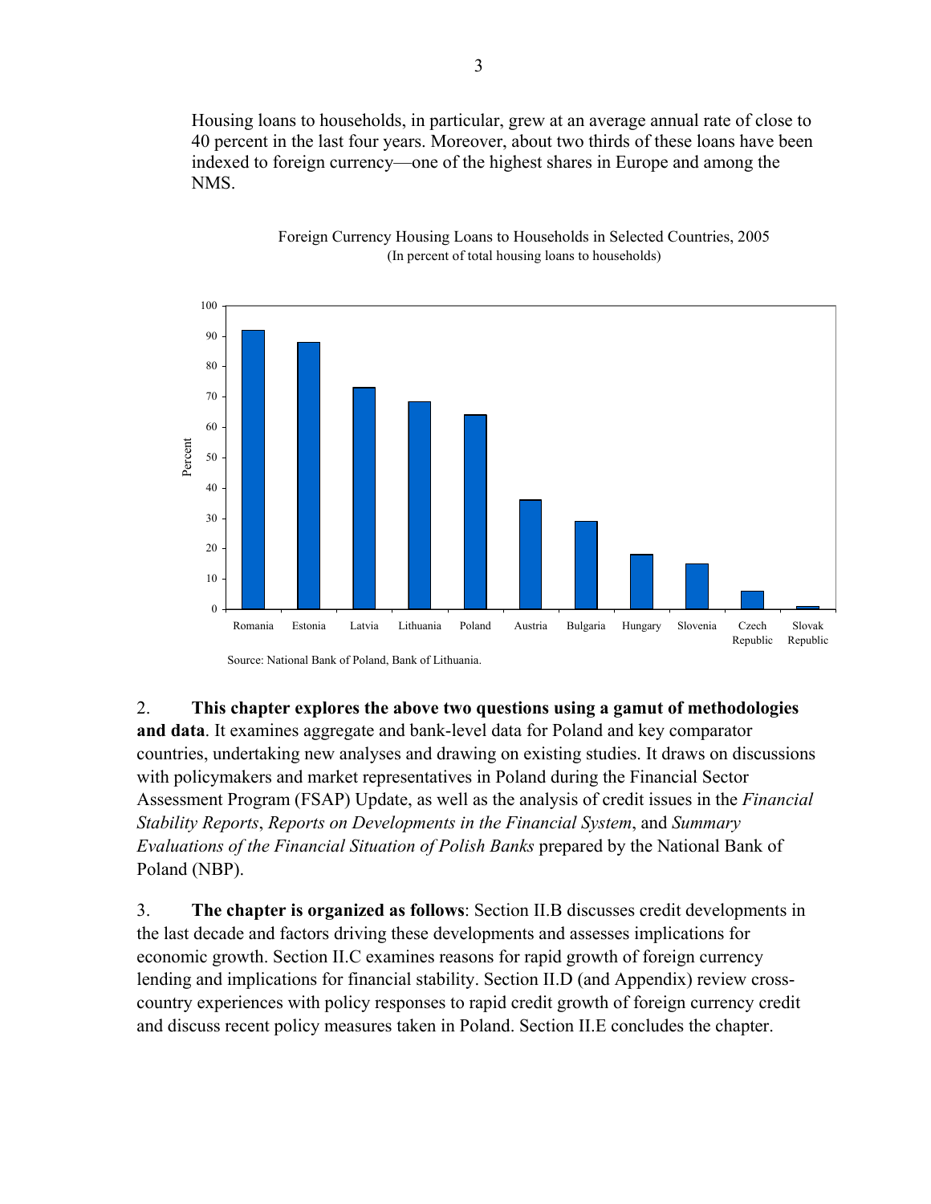Housing loans to households, in particular, grew at an average annual rate of close to 40 percent in the last four years. Moreover, about two thirds of these loans have been indexed to foreign currency—one of the highest shares in Europe and among the NMS.

Foreign Currency Housing Loans to Households in Selected Countries, 2005
(In percent of total housing loans to households)

Source: National Bank of Poland, Bank of Lithuania.

2. **This chapter explores the above two questions using a gamut of methodologies and data**. It examines aggregate and bank-level data for Poland and key comparator countries, undertaking new analyses and drawing on existing studies. It draws on discussions with policymakers and market representatives in Poland during the Financial Sector Assessment Program (FSAP) Update, as well as the analysis of credit issues in the *Financial Stability Reports*, *Reports on Developments in the Financial System*, and *Summary Evaluations of the Financial Situation of Polish Banks* prepared by the National Bank of Poland (NBP).

3. **The chapter is organized as follows**: Section II.B discusses credit developments in the last decade and factors driving these developments and assesses implications for economic growth. Section II.C examines reasons for rapid growth of foreign currency lending and implications for financial stability. Section II.D (and Appendix) review cross-country experiences with policy responses to rapid credit growth of foreign currency credit and discuss recent policy measures taken in Poland. Section II.E concludes the chapter.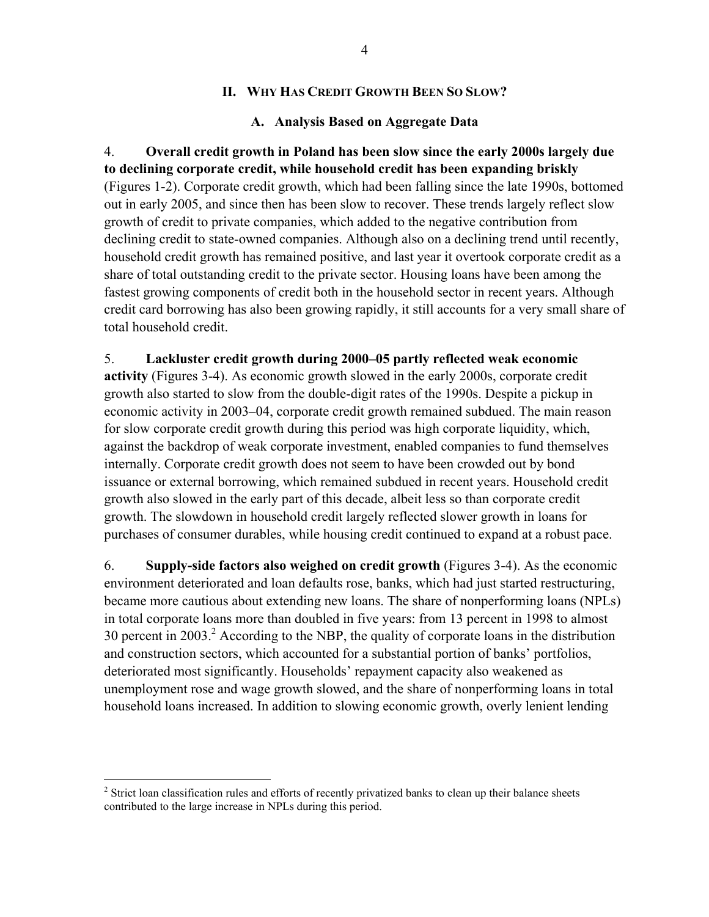## II. Why Has Credit Growth Been So Slow?

### A. Analysis Based on Aggregate Data

4. **Overall credit growth in Poland has been slow since the early 2000s largely due to declining corporate credit, while household credit has been expanding briskly** (Figures 1-2). Corporate credit growth, which had been falling since the late 1990s, bottomed out in early 2005, and since then has been slow to recover. These trends largely reflect slow growth of credit to private companies, which added to the negative contribution from declining credit to state-owned companies. Although also on a declining trend until recently, household credit growth has remained positive, and last year it overtook corporate credit as a share of total outstanding credit to the private sector. Housing loans have been among the fastest growing components of credit both in the household sector in recent years. Although credit card borrowing has also been growing rapidly, it still accounts for a very small share of total household credit.

5. **Lackluster credit growth during 2000–05 partly reflected weak economic activity** (Figures 3-4). As economic growth slowed in the early 2000s, corporate credit growth also started to slow from the double-digit rates of the 1990s. Despite a pickup in economic activity in 2003–04, corporate credit growth remained subdued. The main reason for slow corporate credit growth during this period was high corporate liquidity, which, against the backdrop of weak corporate investment, enabled companies to fund themselves internally. Corporate credit growth does not seem to have been crowded out by bond issuance or external borrowing, which remained subdued in recent years. Household credit growth also slowed in the early part of this decade, albeit less so than corporate credit growth. The slowdown in household credit largely reflected slower growth in loans for purchases of consumer durables, while housing credit continued to expand at a robust pace.

6. **Supply-side factors also weighed on credit growth** (Figures 3-4). As the economic environment deteriorated and loan defaults rose, banks, which had just started restructuring, became more cautious about extending new loans. The share of nonperforming loans (NPLs) in total corporate loans more than doubled in five years: from 13 percent in 1998 to almost 30 percent in 2003.[2] According to the NBP, the quality of corporate loans in the distribution and construction sectors, which accounted for a substantial portion of banks' portfolios, deteriorated most significantly. Households' repayment capacity also weakened as unemployment rose and wage growth slowed, and the share of nonperforming loans in total household loans increased. In addition to slowing economic growth, overly lenient lending

[2] Strict loan classification rules and efforts of recently privatized banks to clean up their balance sheets contributed to the large increase in NPLs during this period.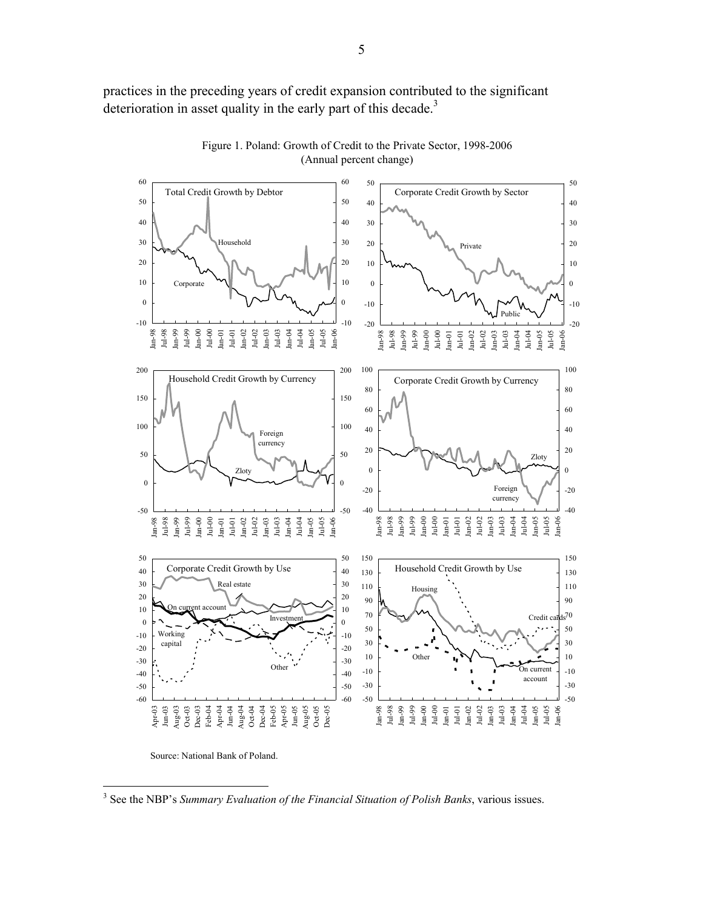practices in the preceding years of credit expansion contributed to the significant deterioration in asset quality in the early part of this decade.[3]

Figure 1. Poland: Growth of Credit to the Private Sector, 1998-2006
(Annual percent change)

Source: National Bank of Poland.

---

[3] See the NBP's *Summary Evaluation of the Financial Situation of Polish Banks*, various issues.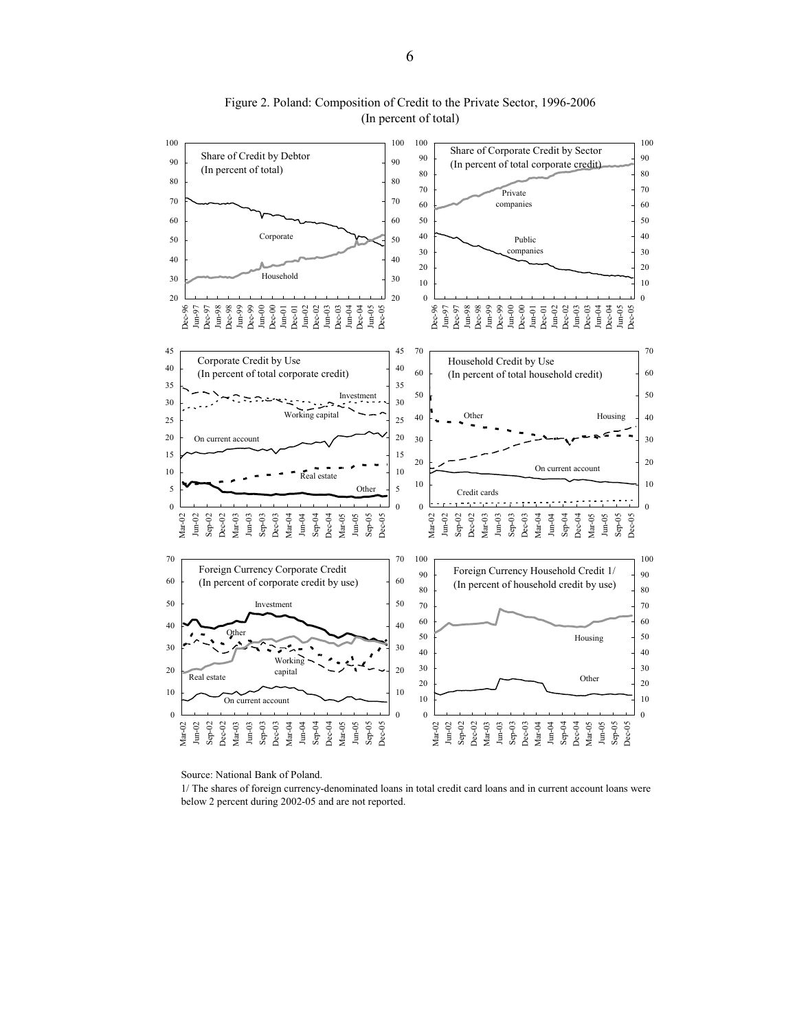Figure 2. Poland: Composition of Credit to the Private Sector, 1996-2006
(In percent of total)

Source: National Bank of Poland.

1/ The shares of foreign currency-denominated loans in total credit card loans and in current account loans were below 2 percent during 2002-05 and are not reported.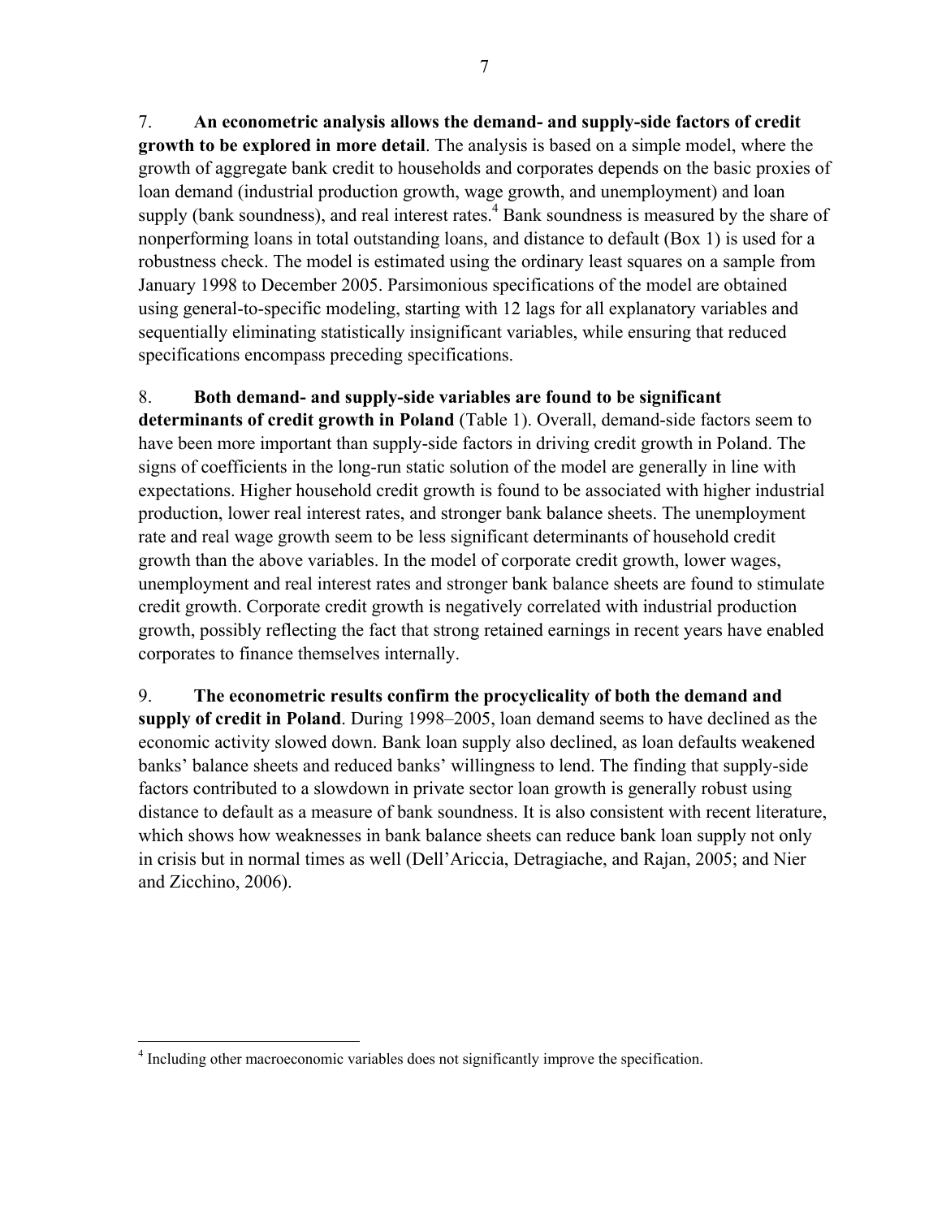7. **An econometric analysis allows the demand- and supply-side factors of credit growth to be explored in more detail**. The analysis is based on a simple model, where the growth of aggregate bank credit to households and corporates depends on the basic proxies of loan demand (industrial production growth, wage growth, and unemployment) and loan supply (bank soundness), and real interest rates.[4] Bank soundness is measured by the share of nonperforming loans in total outstanding loans, and distance to default (Box 1) is used for a robustness check. The model is estimated using the ordinary least squares on a sample from January 1998 to December 2005. Parsimonious specifications of the model are obtained using general-to-specific modeling, starting with 12 lags for all explanatory variables and sequentially eliminating statistically insignificant variables, while ensuring that reduced specifications encompass preceding specifications.

8. **Both demand- and supply-side variables are found to be significant determinants of credit growth in Poland** (Table 1). Overall, demand-side factors seem to have been more important than supply-side factors in driving credit growth in Poland. The signs of coefficients in the long-run static solution of the model are generally in line with expectations. Higher household credit growth is found to be associated with higher industrial production, lower real interest rates, and stronger bank balance sheets. The unemployment rate and real wage growth seem to be less significant determinants of household credit growth than the above variables. In the model of corporate credit growth, lower wages, unemployment and real interest rates and stronger bank balance sheets are found to stimulate credit growth. Corporate credit growth is negatively correlated with industrial production growth, possibly reflecting the fact that strong retained earnings in recent years have enabled corporates to finance themselves internally.

9. **The econometric results confirm the procyclicality of both the demand and supply of credit in Poland**. During 1998–2005, loan demand seems to have declined as the economic activity slowed down. Bank loan supply also declined, as loan defaults weakened banks' balance sheets and reduced banks' willingness to lend. The finding that supply-side factors contributed to a slowdown in private sector loan growth is generally robust using distance to default as a measure of bank soundness. It is also consistent with recent literature, which shows how weaknesses in bank balance sheets can reduce bank loan supply not only in crisis but in normal times as well (Dell'Ariccia, Detragiache, and Rajan, 2005; and Nier and Zicchino, 2006).

---

[4] Including other macroeconomic variables does not significantly improve the specification.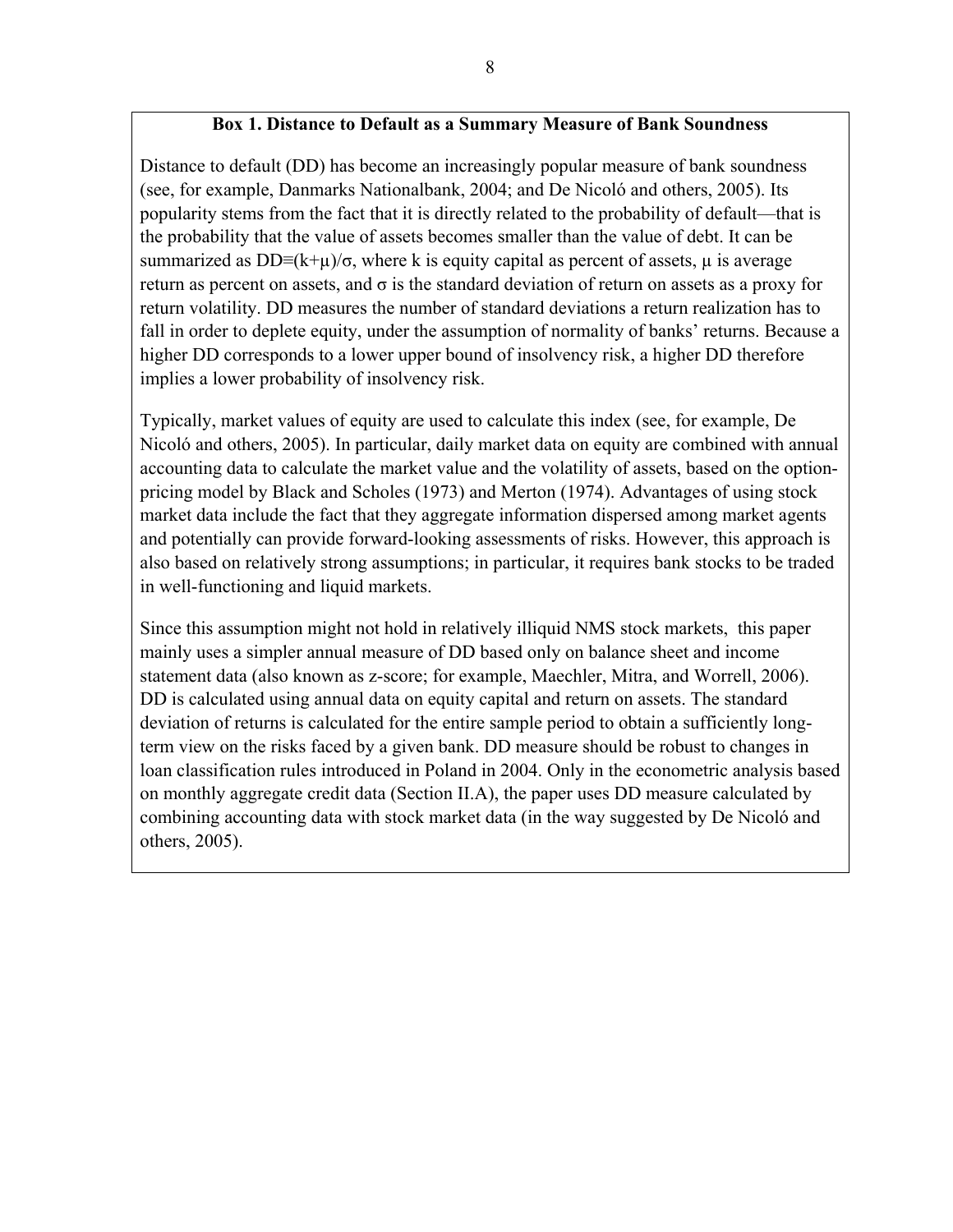### Box 1. Distance to Default as a Summary Measure of Bank Soundness

Distance to default (DD) has become an increasingly popular measure of bank soundness (see, for example, Danmarks Nationalbank, 2004; and De Nicoló and others, 2005). Its popularity stems from the fact that it is directly related to the probability of default—that is the probability that the value of assets becomes smaller than the value of debt. It can be summarized as $DD \equiv (k+\mu)/\sigma$, where k is equity capital as percent of assets, $\mu$ is average return as percent on assets, and $\sigma$ is the standard deviation of return on assets as a proxy for return volatility. DD measures the number of standard deviations a return realization has to fall in order to deplete equity, under the assumption of normality of banks' returns. Because a higher DD corresponds to a lower upper bound of insolvency risk, a higher DD therefore implies a lower probability of insolvency risk.

Typically, market values of equity are used to calculate this index (see, for example, De Nicoló and others, 2005). In particular, daily market data on equity are combined with annual accounting data to calculate the market value and the volatility of assets, based on the option-pricing model by Black and Scholes (1973) and Merton (1974). Advantages of using stock market data include the fact that they aggregate information dispersed among market agents and potentially can provide forward-looking assessments of risks. However, this approach is also based on relatively strong assumptions; in particular, it requires bank stocks to be traded in well-functioning and liquid markets.

Since this assumption might not hold in relatively illiquid NMS stock markets, this paper mainly uses a simpler annual measure of DD based only on balance sheet and income statement data (also known as z-score; for example, Maechler, Mitra, and Worrell, 2006). DD is calculated using annual data on equity capital and return on assets. The standard deviation of returns is calculated for the entire sample period to obtain a sufficiently long-term view on the risks faced by a given bank. DD measure should be robust to changes in loan classification rules introduced in Poland in 2004. Only in the econometric analysis based on monthly aggregate credit data (Section II.A), the paper uses DD measure calculated by combining accounting data with stock market data (in the way suggested by De Nicoló and others, 2005).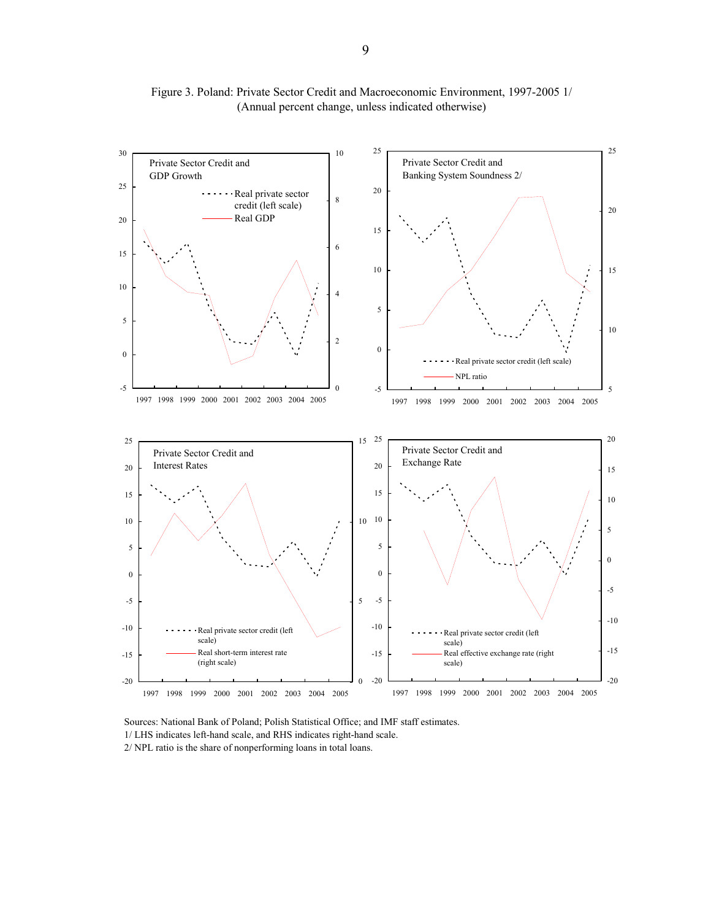Figure 3. Poland: Private Sector Credit and Macroeconomic Environment, 1997-2005 1/
(Annual percent change, unless indicated otherwise)

Sources: National Bank of Poland; Polish Statistical Office; and IMF staff estimates.

1/ LHS indicates left-hand scale, and RHS indicates right-hand scale.

2/ NPL ratio is the share of nonperforming loans in total loans.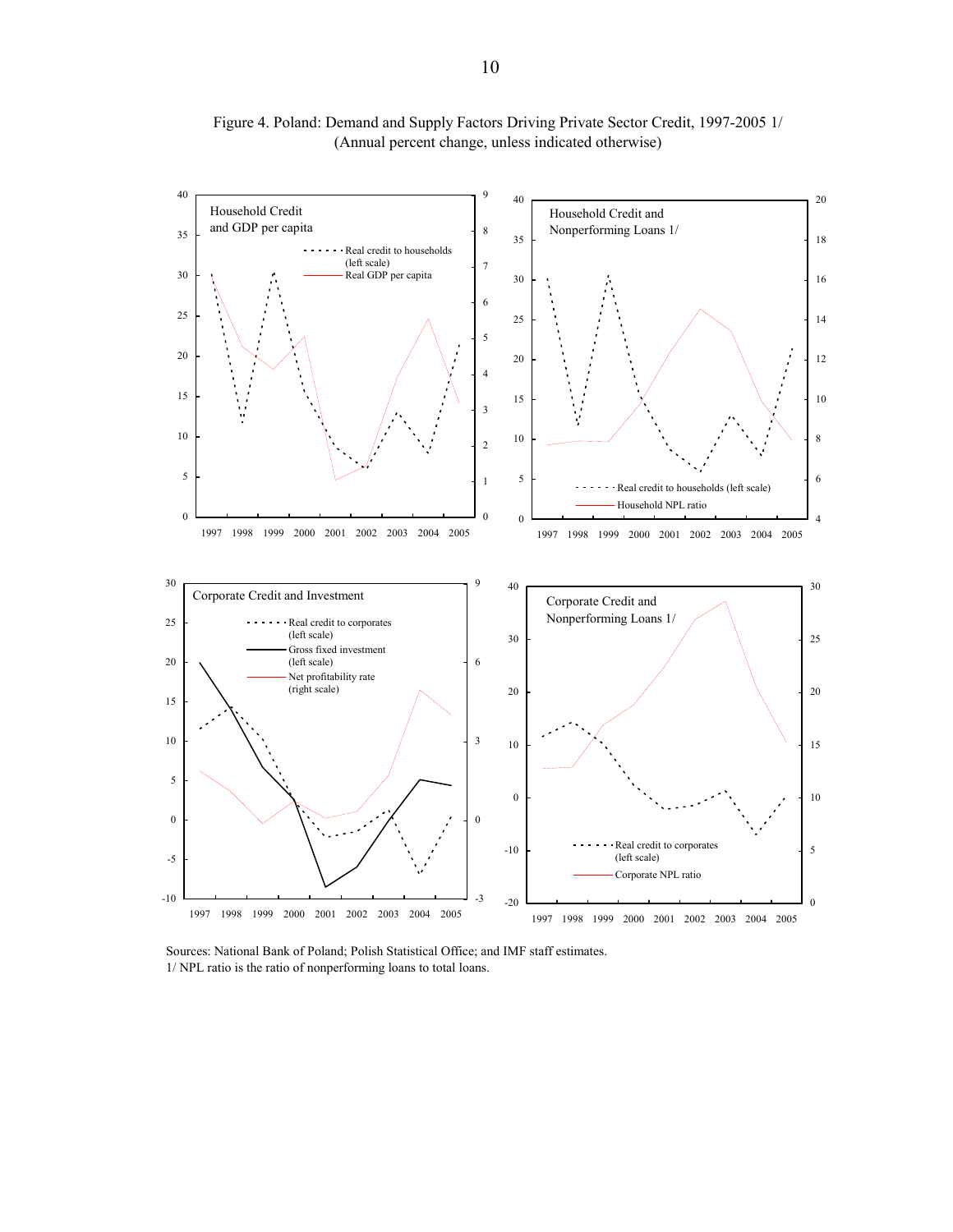Figure 4. Poland: Demand and Supply Factors Driving Private Sector Credit, 1997-2005 1/
(Annual percent change, unless indicated otherwise)

Sources: National Bank of Poland; Polish Statistical Office; and IMF staff estimates.
1/ NPL ratio is the ratio of nonperforming loans to total loans.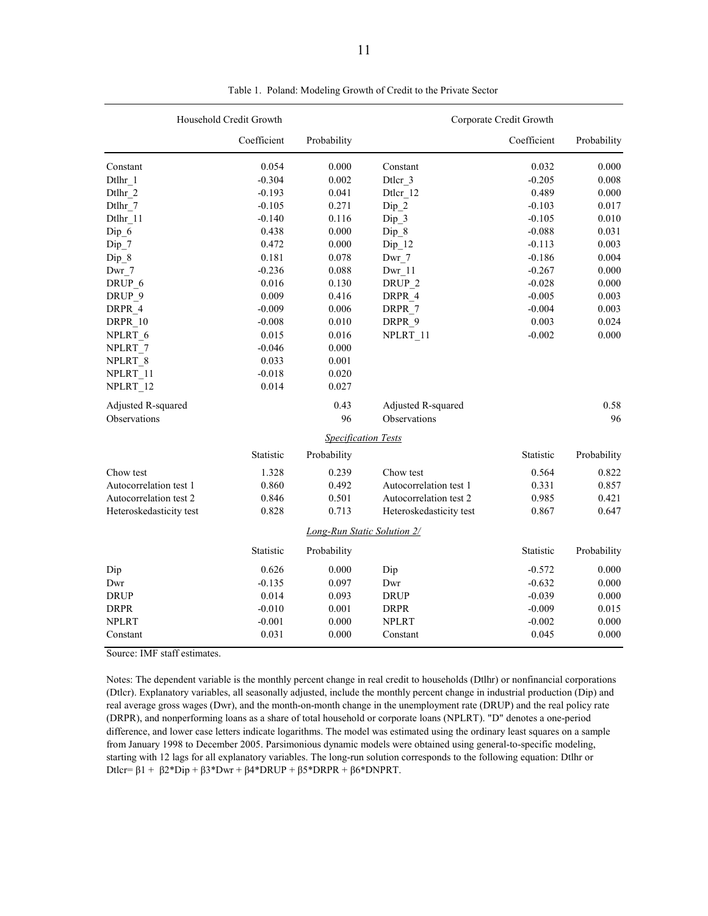Table 1. Poland: Modeling Growth of Credit to the Private Sector

| Household Credit Growth | Coefficient | Probability | Corporate Credit Growth | Coefficient | Probability |
|---|---|---|---|---|---|
| Constant | 0.054 | 0.000 | Constant | 0.032 | 0.000 |
| Dtlhr_1 | -0.304 | 0.002 | Dtlcr_3 | -0.205 | 0.008 |
| Dtlhr_2 | -0.193 | 0.041 | Dtlcr_12 | 0.489 | 0.000 |
| Dtlhr_7 | -0.105 | 0.271 | Dip_2 | -0.103 | 0.017 |
| Dtlhr_11 | -0.140 | 0.116 | Dip_3 | -0.105 | 0.010 |
| Dip_6 | 0.438 | 0.000 | Dip_8 | -0.088 | 0.031 |
| Dip_7 | 0.472 | 0.000 | Dip_12 | -0.113 | 0.003 |
| Dip_8 | 0.181 | 0.078 | Dwr_7 | -0.186 | 0.004 |
| Dwr_7 | -0.236 | 0.088 | Dwr_11 | -0.267 | 0.000 |
| DRUP_6 | 0.016 | 0.130 | DRUP_2 | -0.028 | 0.000 |
| DRUP_9 | 0.009 | 0.416 | DRPR_4 | -0.005 | 0.003 |
| DRPR_4 | -0.009 | 0.006 | DRPR_7 | -0.004 | 0.003 |
| DRPR_10 | -0.008 | 0.010 | DRPR_9 | 0.003 | 0.024 |
| NPLRT_6 | 0.015 | 0.016 | NPLRT_11 | -0.002 | 0.000 |
| NPLRT_7 | -0.046 | 0.000 | | | |
| NPLRT_8 | 0.033 | 0.001 | | | |
| NPLRT_11 | -0.018 | 0.020 | | | |
| NPLRT_12 | 0.014 | 0.027 | | | |
| Adjusted R-squared | | 0.43 | Adjusted R-squared | | 0.58 |
| Observations | | 96 | Observations | | 96 |
| | | *Specification Tests* | | | |
| | Statistic | Probability | | Statistic | Probability |
| Chow test | 1.328 | 0.239 | Chow test | 0.564 | 0.822 |
| Autocorrelation test 1 | 0.860 | 0.492 | Autocorrelation test 1 | 0.331 | 0.857 |
| Autocorrelation test 2 | 0.846 | 0.501 | Autocorrelation test 2 | 0.985 | 0.421 |
| Heteroskedasticity test | 0.828 | 0.713 | Heteroskedasticity test | 0.867 | 0.647 |
| | | *Long-Run Static Solution 2/* | | | |
| | Statistic | Probability | | Statistic | Probability |
| Dip | 0.626 | 0.000 | Dip | -0.572 | 0.000 |
| Dwr | -0.135 | 0.097 | Dwr | -0.632 | 0.000 |
| DRUP | 0.014 | 0.093 | DRUP | -0.039 | 0.000 |
| DRPR | -0.010 | 0.001 | DRPR | -0.009 | 0.015 |
| NPLRT | -0.001 | 0.000 | NPLRT | -0.002 | 0.000 |
| Constant | 0.031 | 0.000 | Constant | 0.045 | 0.000 |

Source: IMF staff estimates.

Notes: The dependent variable is the monthly percent change in real credit to households (Dtlhr) or nonfinancial corporations (Dtlcr). Explanatory variables, all seasonally adjusted, include the monthly percent change in industrial production (Dip) and real average gross wages (Dwr), and the month-on-month change in the unemployment rate (DRUP) and the real policy rate (DRPR), and nonperforming loans as a share of total household or corporate loans (NPLRT). "D" denotes a one-period difference, and lower case letters indicate logarithms. The model was estimated using the ordinary least squares on a sample from January 1998 to December 2005. Parsimonious dynamic models were obtained using general-to-specific modeling, starting with 12 lags for all explanatory variables. The long-run solution corresponds to the following equation: Dtlhr or Dtlcr= $\beta 1 + \beta 2$\*Dip + $\beta 3$\*Dwr + $\beta 4$\*DRUP + $\beta 5$\*DRPR + $\beta 6$\*DNPRT.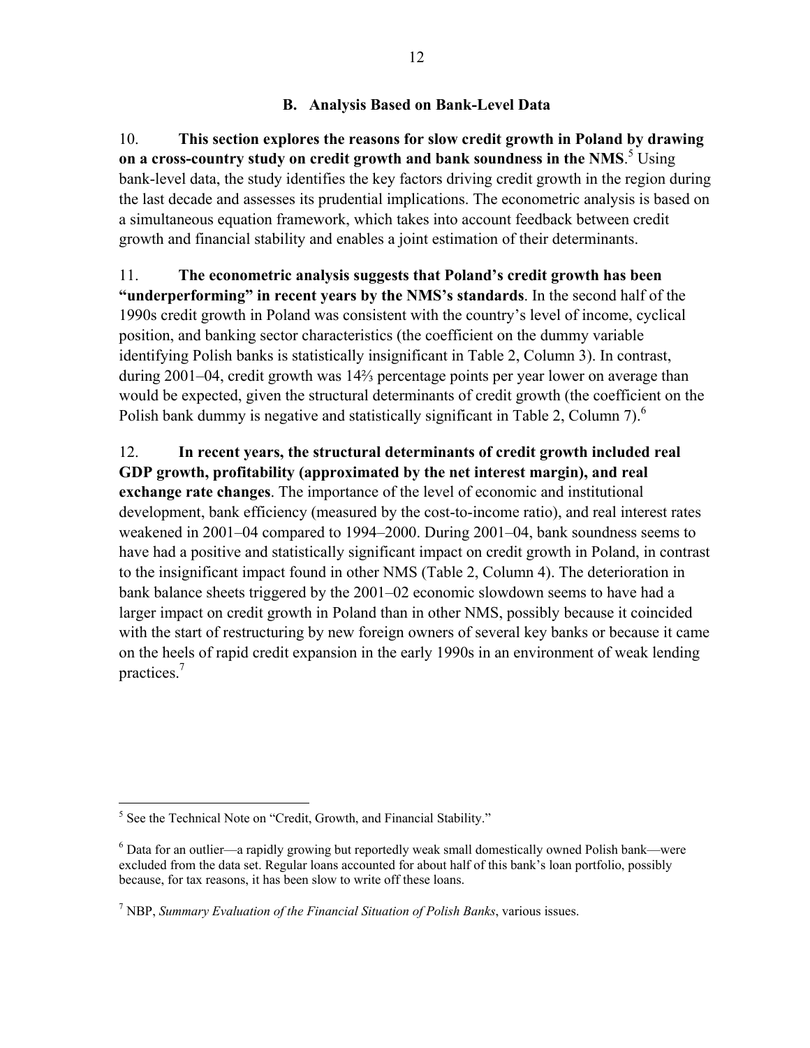### B. Analysis Based on Bank-Level Data

10. **This section explores the reasons for slow credit growth in Poland by drawing on a cross-country study on credit growth and bank soundness in the NMS**.[5] Using bank-level data, the study identifies the key factors driving credit growth in the region during the last decade and assesses its prudential implications. The econometric analysis is based on a simultaneous equation framework, which takes into account feedback between credit growth and financial stability and enables a joint estimation of their determinants.

11. **The econometric analysis suggests that Poland's credit growth has been "underperforming" in recent years by the NMS's standards**. In the second half of the 1990s credit growth in Poland was consistent with the country's level of income, cyclical position, and banking sector characteristics (the coefficient on the dummy variable identifying Polish banks is statistically insignificant in Table 2, Column 3). In contrast, during 2001–04, credit growth was 14⅔ percentage points per year lower on average than would be expected, given the structural determinants of credit growth (the coefficient on the Polish bank dummy is negative and statistically significant in Table 2, Column 7).[6]

12. **In recent years, the structural determinants of credit growth included real GDP growth, profitability (approximated by the net interest margin), and real exchange rate changes**. The importance of the level of economic and institutional development, bank efficiency (measured by the cost-to-income ratio), and real interest rates weakened in 2001–04 compared to 1994–2000. During 2001–04, bank soundness seems to have had a positive and statistically significant impact on credit growth in Poland, in contrast to the insignificant impact found in other NMS (Table 2, Column 4). The deterioration in bank balance sheets triggered by the 2001–02 economic slowdown seems to have had a larger impact on credit growth in Poland than in other NMS, possibly because it coincided with the start of restructuring by new foreign owners of several key banks or because it came on the heels of rapid credit expansion in the early 1990s in an environment of weak lending practices.[7]

---

[5] See the Technical Note on "Credit, Growth, and Financial Stability."

[6] Data for an outlier—a rapidly growing but reportedly weak small domestically owned Polish bank—were excluded from the data set. Regular loans accounted for about half of this bank's loan portfolio, possibly because, for tax reasons, it has been slow to write off these loans.

[7] NBP, *Summary Evaluation of the Financial Situation of Polish Banks*, various issues.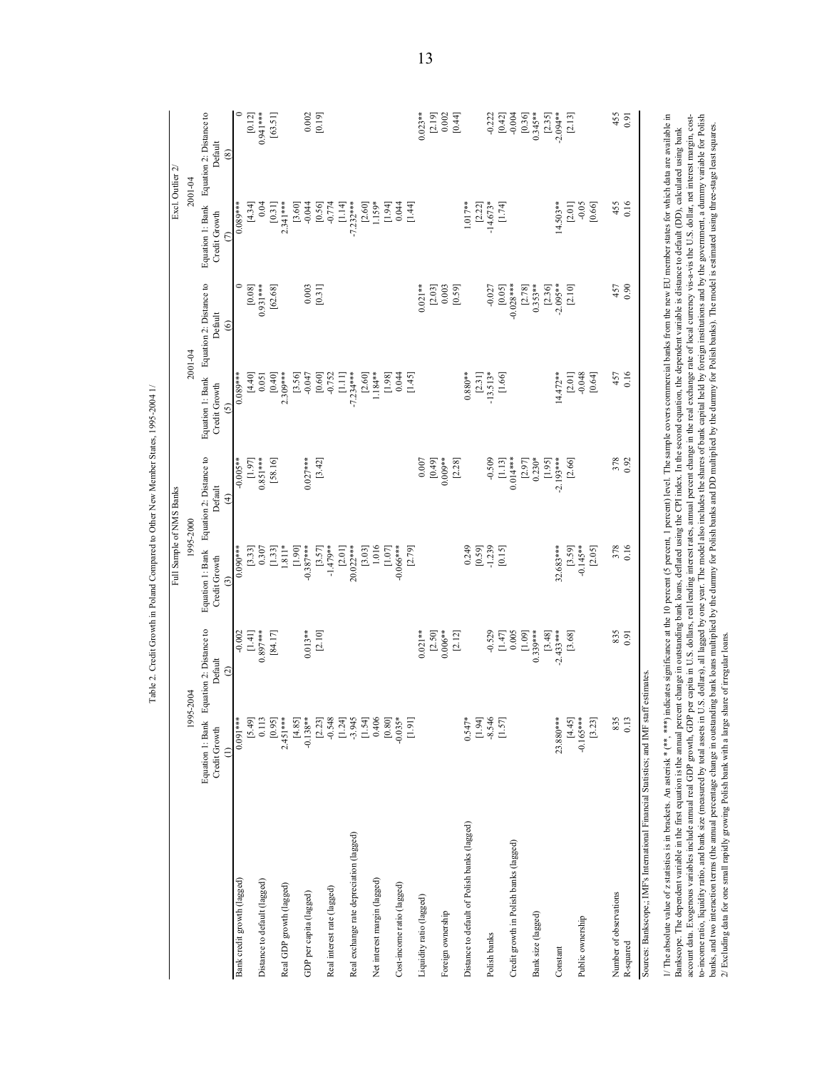Table 2. Credit Growth in Poland Compared to Other New Member States, 1995-2004 1/

| | Full Sample of NMS Banks | | | | | | Excl. Outlier 2/ | |
|---|---|---|---|---|---|---|---|---|
| | 1995-2004 | | 1995-2000 | | 2001-04 | | 2001-04 | |
| | Equation 1: Bank Credit Growth | Equation 2: Distance to Default | Equation 1: Bank Credit Growth | Equation 2: Distance to Default | Equation 1: Bank Credit Growth | Equation 2: Distance to Default | Equation 1: Bank Credit Growth | Equation 2: Distance to Default |
| | (1) | (2) | (3) | (4) | (5) | (6) | (7) | (8) |
| Bank credit growth (lagged) | 0.091*** | -0.002 | 0.090*** | -0.005** | 0.089*** | 0 | 0.089*** | 0 |
| | [5.49] | [1.41] | [3.33] | [1.97] | [4.40] | [0.08] | [4.34] | [0.12] |
| Distance to default (lagged) | 0.113 | 0.897*** | 0.307 | 0.851*** | 0.051 | 0.931*** | 0.04 | 0.941*** |
| | [0.95] | [84.17] | [1.33] | [58.16] | [0.40] | [62.68] | [0.31] | [63.51] |
| Real GDP growth (lagged) | 2.451*** | | 1.811* | | 2.309*** | | 2.341*** | |
| | [4.85] | | [1.90] | | [3.56] | | [3.60] | |
| GDP per capita (lagged) | -0.138** | 0.013** | -0.387*** | 0.027*** | -0.047 | 0.003 | -0.044 | 0.002 |
| | [2.23] | [2.10] | [3.57] | [3.42] | [0.60] | [0.31] | [0.56] | [0.19] |
| Real interest rate (lagged) | -0.548 | | -1.479** | | -0.752 | | -0.774 | |
| | [1.24] | | [2.01] | | [1.11] | | [1.14] | |
| Real exchange rate depreciation (lagged) | -3.945 | | 20.022*** | | -7.234*** | | -7.232*** | |
| | [1.54] | | [3.03] | | [2.60] | | [2.60] | |
| Net interest margin (lagged) | 0.406 | | 1.016 | | 1.184** | | 1.159* | |
| | [0.80] | | [1.07] | | [1.98] | | [1.94] | |
| Cost-income ratio (lagged) | -0.035* | | -0.066*** | | 0.044 | | 0.044 | |
| | [1.91] | | [2.79] | | [1.45] | | [1.44] | |
| Liquidity ratio (lagged) | | 0.021** | | 0.007 | | 0.021** | | 0.023** |
| | | [2.50] | | [0.49] | | [2.03] | | [2.19] |
| Foreign ownership | | 0.006** | | 0.009** | | 0.003 | | 0.002 |
| | | [2.12] | | [2.28] | | [0.59] | | [0.44] |
| Distance to default of Polish banks (lagged) | 0.547* | | 0.249 | | 0.880** | | 1.017** | |
| | [1.94] | | [0.59] | | [2.31] | | [2.22] | |
| Polish banks | -8.546 | -0.529 | -1.239 | -0.509 | -13.513* | -0.027 | -14.673* | -0.222 |
| | [1.57] | [1.47] | [0.15] | [1.13] | [1.66] | [0.05] | [1.74] | [0.42] |
| Credit growth in Polish banks (lagged) | | 0.005 | | 0.014*** | | -0.028*** | | -0.004 |
| | | [1.09] | | [2.97] | | [2.78] | | [0.36] |
| Bank size (lagged) | | 0.339*** | | 0.230* | | 0.353** | | 0.345** |
| | | [3.48] | | [1.95] | | [2.36] | | [2.35] |
| Constant | 23.880*** | -2.433*** | 32.683*** | -2.193*** | 14.472** | -2.095** | 14.503** | -2.094** |
| | [4.45] | [3.68] | [3.59] | [2.66] | [2.01] | [2.10] | [2.01] | [2.13] |
| Public ownership | -0.165*** | | -0.145** | | -0.048 | | -0.05 | |
| | [3.23] | | [2.05] | | [0.64] | | [0.66] | |
| Number of observations | 835 | 835 | 378 | 378 | 457 | 457 | 455 | 455 |
| R-squared | 0.13 | 0.91 | 0.16 | 0.92 | 0.16 | 0.90 | 0.16 | 0.91 |

Sources: Bankscope.; IMF's International Financial Statistics; and IMF staff estimates.

1/ The absolute value of z statistics is in brackets. An asterisk * (**, ***) indicates significance at the 10 percent (5 percent, 1 percent) level. The sample covers commercial banks from the new EU member states for which data are available in Bankscope. The dependent variable in the first equation is the annual percent change in outstanding bank loans, deflated using the CPI index. In the second equation, the dependent variable is distance to default (DD), calculated using bank account data. Exogenous variables include annual real GDP growth, GDP per capita in U.S. dollars, real lending interest rates, annual percent change in the real exchange rate of local currency vis-a-vis the U.S. dollar, net interest margin, cost-to-income ratio, liquidity ratio, and bank size (measured by total assets in U.S. dollars), all lagged by one year. The model also includes the shares of bank capital held by foreign institutions and by the government, a dummy variable for Polish banks, and two interaction terms (the annual percentage change in outstanding bank loans multiplied by the dummy for Polish banks and DD multiplied by the dummy for Polish banks). The model is estimated using three-stage least squares.

2/ Excluding data for one small rapidly growing Polish bank with a large share of irregular loans.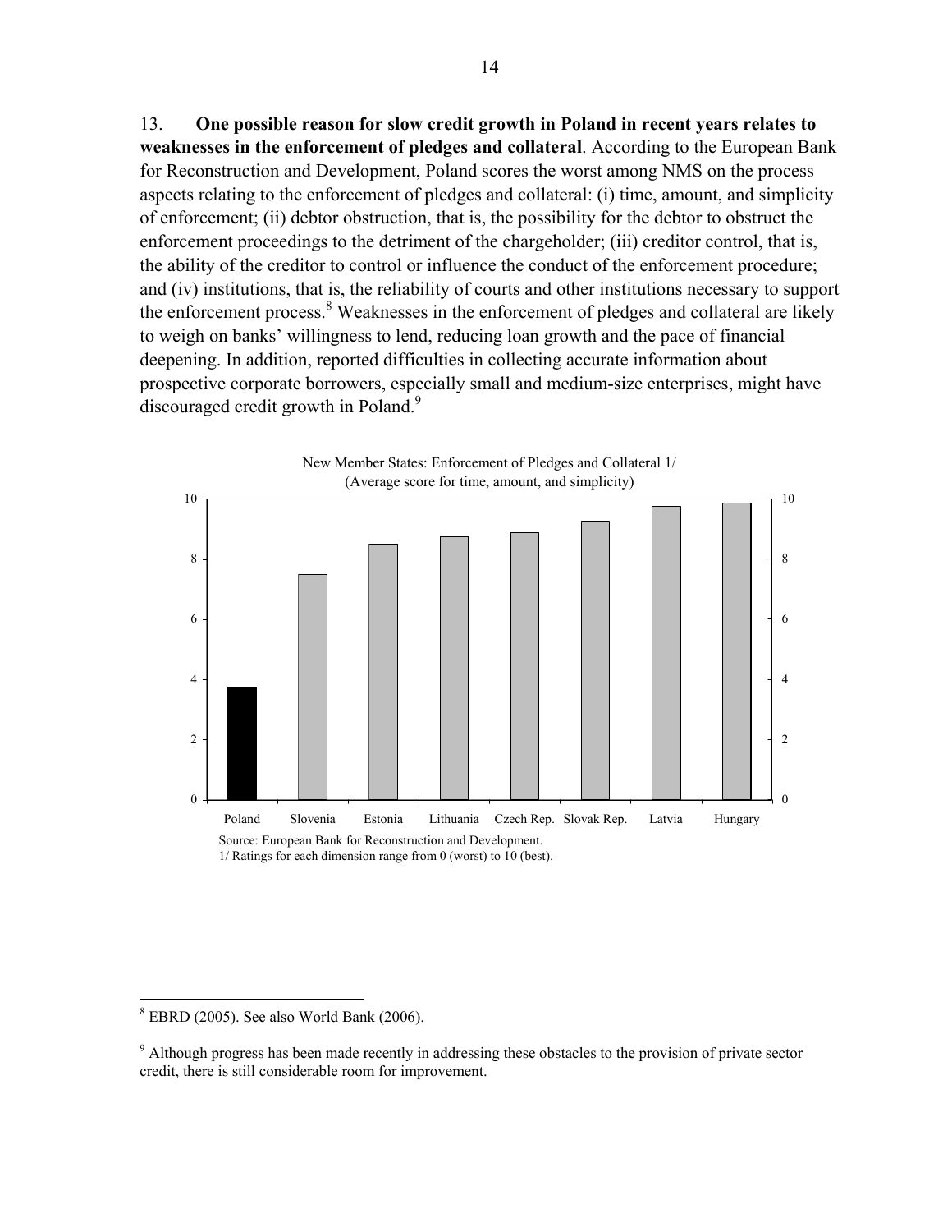13. **One possible reason for slow credit growth in Poland in recent years relates to weaknesses in the enforcement of pledges and collateral**. According to the European Bank for Reconstruction and Development, Poland scores the worst among NMS on the process aspects relating to the enforcement of pledges and collateral: (i) time, amount, and simplicity of enforcement; (ii) debtor obstruction, that is, the possibility for the debtor to obstruct the enforcement proceedings to the detriment of the chargeholder; (iii) creditor control, that is, the ability of the creditor to control or influence the conduct of the enforcement procedure; and (iv) institutions, that is, the reliability of courts and other institutions necessary to support the enforcement process.[8] Weaknesses in the enforcement of pledges and collateral are likely to weigh on banks' willingness to lend, reducing loan growth and the pace of financial deepening. In addition, reported difficulties in collecting accurate information about prospective corporate borrowers, especially small and medium-size enterprises, might have discouraged credit growth in Poland.[9]

New Member States: Enforcement of Pledges and Collateral 1/
(Average score for time, amount, and simplicity)

Source: European Bank for Reconstruction and Development.
1/ Ratings for each dimension range from 0 (worst) to 10 (best).

---

[8] EBRD (2005). See also World Bank (2006).

[9] Although progress has been made recently in addressing these obstacles to the provision of private sector credit, there is still considerable room for improvement.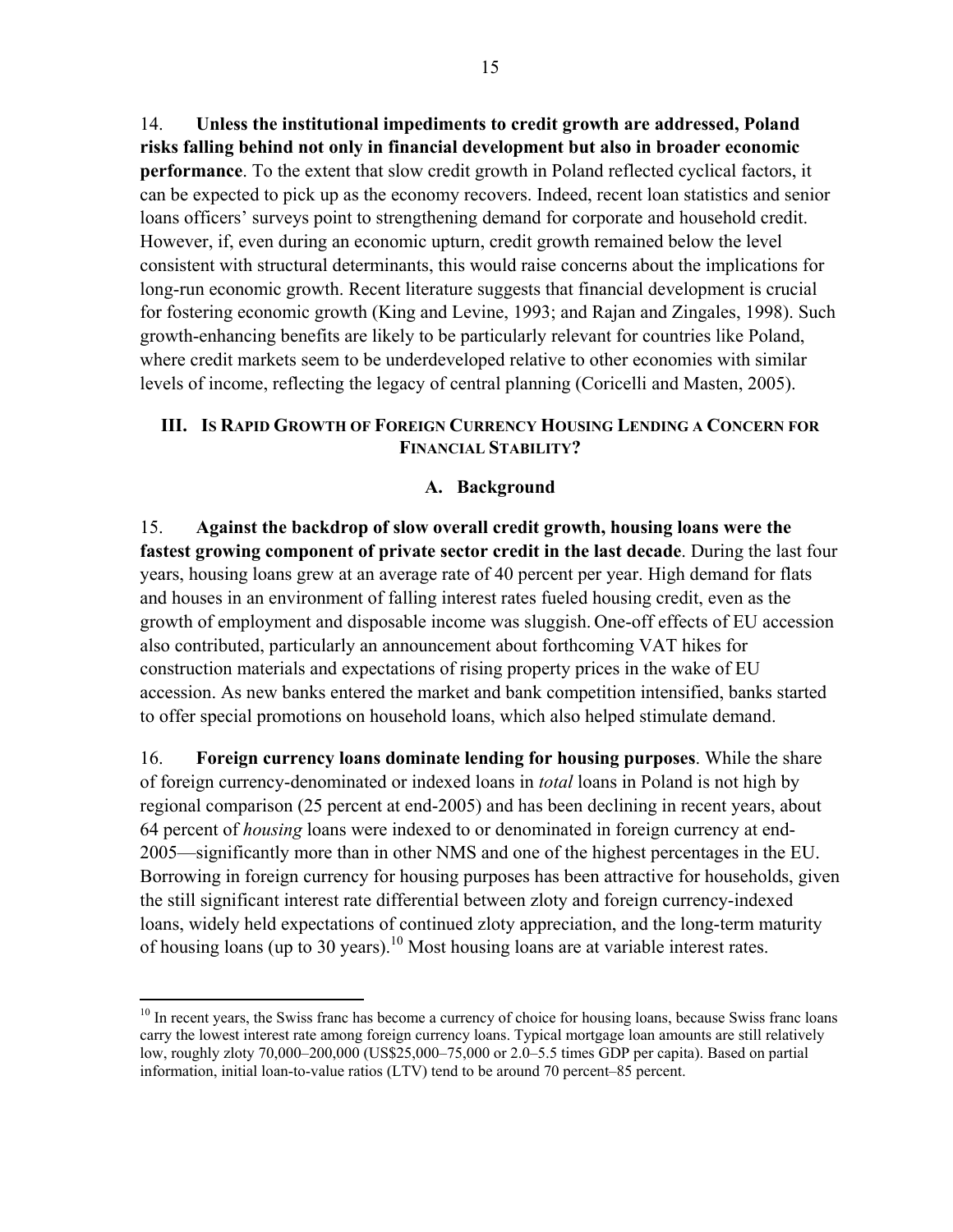14. **Unless the institutional impediments to credit growth are addressed, Poland risks falling behind not only in financial development but also in broader economic performance**. To the extent that slow credit growth in Poland reflected cyclical factors, it can be expected to pick up as the economy recovers. Indeed, recent loan statistics and senior loans officers' surveys point to strengthening demand for corporate and household credit. However, if, even during an economic upturn, credit growth remained below the level consistent with structural determinants, this would raise concerns about the implications for long-run economic growth. Recent literature suggests that financial development is crucial for fostering economic growth (King and Levine, 1993; and Rajan and Zingales, 1998). Such growth-enhancing benefits are likely to be particularly relevant for countries like Poland, where credit markets seem to be underdeveloped relative to other economies with similar levels of income, reflecting the legacy of central planning (Coricelli and Masten, 2005).

## III. Is Rapid Growth of Foreign Currency Housing Lending a Concern for Financial Stability?

### A. Background

15. **Against the backdrop of slow overall credit growth, housing loans were the fastest growing component of private sector credit in the last decade**. During the last four years, housing loans grew at an average rate of 40 percent per year. High demand for flats and houses in an environment of falling interest rates fueled housing credit, even as the growth of employment and disposable income was sluggish. One-off effects of EU accession also contributed, particularly an announcement about forthcoming VAT hikes for construction materials and expectations of rising property prices in the wake of EU accession. As new banks entered the market and bank competition intensified, banks started to offer special promotions on household loans, which also helped stimulate demand.

16. **Foreign currency loans dominate lending for housing purposes**. While the share of foreign currency-denominated or indexed loans in *total* loans in Poland is not high by regional comparison (25 percent at end-2005) and has been declining in recent years, about 64 percent of *housing* loans were indexed to or denominated in foreign currency at end-2005—significantly more than in other NMS and one of the highest percentages in the EU. Borrowing in foreign currency for housing purposes has been attractive for households, given the still significant interest rate differential between zloty and foreign currency-indexed loans, widely held expectations of continued zloty appreciation, and the long-term maturity of housing loans (up to 30 years).[10] Most housing loans are at variable interest rates.

[10] In recent years, the Swiss franc has become a currency of choice for housing loans, because Swiss franc loans carry the lowest interest rate among foreign currency loans. Typical mortgage loan amounts are still relatively low, roughly zloty 70,000–200,000 (US$25,000–75,000 or 2.0–5.5 times GDP per capita). Based on partial information, initial loan-to-value ratios (LTV) tend to be around 70 percent–85 percent.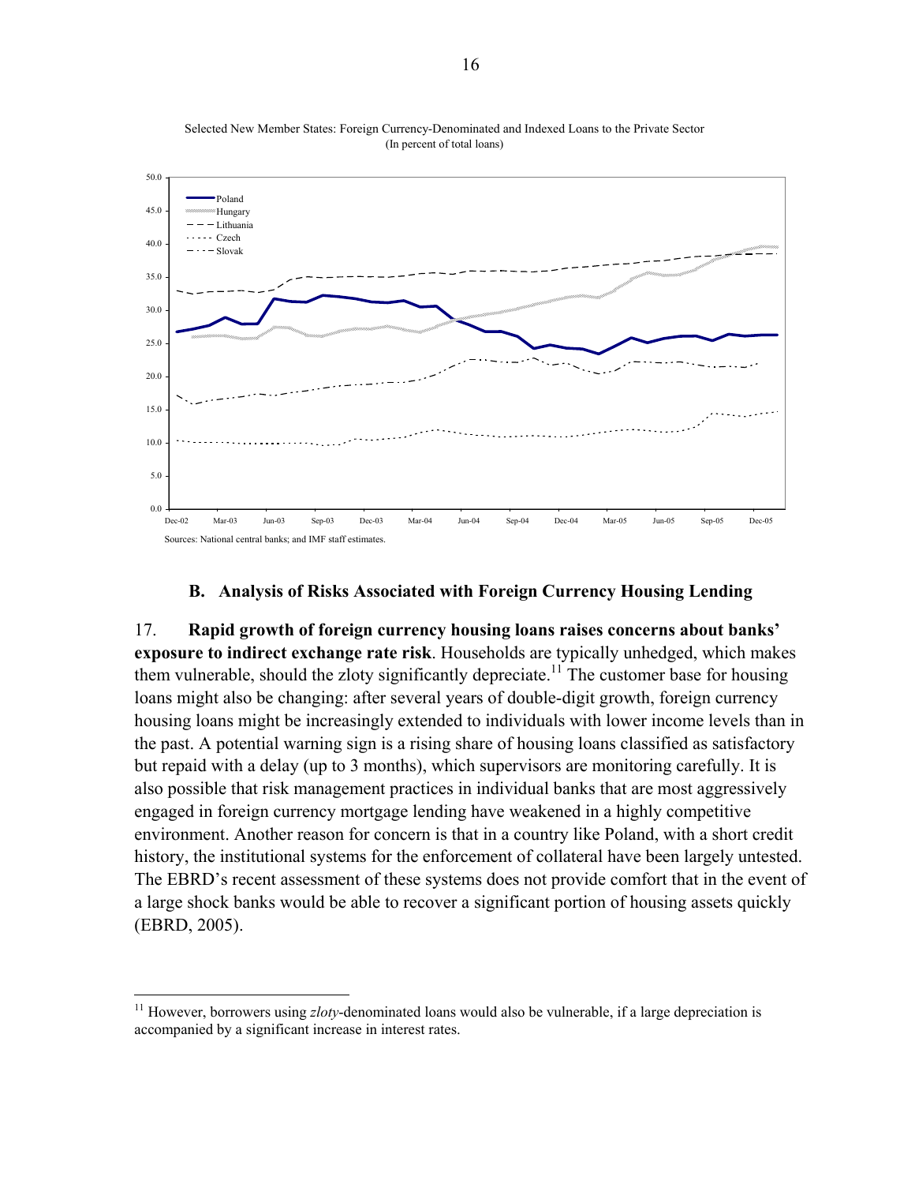Selected New Member States: Foreign Currency-Denominated and Indexed Loans to the Private Sector
(In percent of total loans)

Sources: National central banks; and IMF staff estimates.

### B. Analysis of Risks Associated with Foreign Currency Housing Lending

17. **Rapid growth of foreign currency housing loans raises concerns about banks' exposure to indirect exchange rate risk**. Households are typically unhedged, which makes them vulnerable, should the zloty significantly depreciate.[11] The customer base for housing loans might also be changing: after several years of double-digit growth, foreign currency housing loans might be increasingly extended to individuals with lower income levels than in the past. A potential warning sign is a rising share of housing loans classified as satisfactory but repaid with a delay (up to 3 months), which supervisors are monitoring carefully. It is also possible that risk management practices in individual banks that are most aggressively engaged in foreign currency mortgage lending have weakened in a highly competitive environment. Another reason for concern is that in a country like Poland, with a short credit history, the institutional systems for the enforcement of collateral have been largely untested. The EBRD's recent assessment of these systems does not provide comfort that in the event of a large shock banks would be able to recover a significant portion of housing assets quickly (EBRD, 2005).

[11] However, borrowers using *zloty*-denominated loans would also be vulnerable, if a large depreciation is accompanied by a significant increase in interest rates.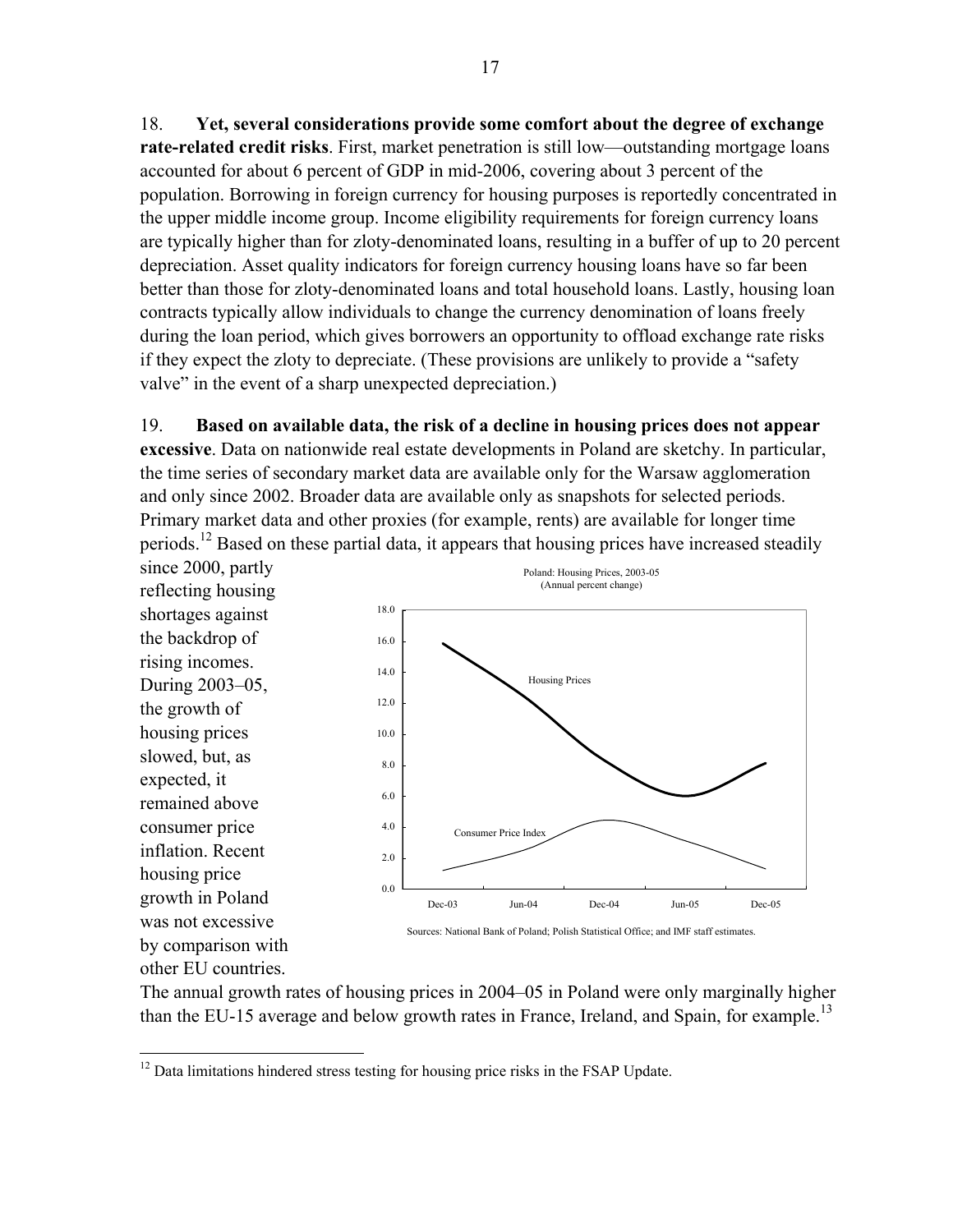18. **Yet, several considerations provide some comfort about the degree of exchange rate-related credit risks**. First, market penetration is still low—outstanding mortgage loans accounted for about 6 percent of GDP in mid-2006, covering about 3 percent of the population. Borrowing in foreign currency for housing purposes is reportedly concentrated in the upper middle income group. Income eligibility requirements for foreign currency loans are typically higher than for zloty-denominated loans, resulting in a buffer of up to 20 percent depreciation. Asset quality indicators for foreign currency housing loans have so far been better than those for zloty-denominated loans and total household loans. Lastly, housing loan contracts typically allow individuals to change the currency denomination of loans freely during the loan period, which gives borrowers an opportunity to offload exchange rate risks if they expect the zloty to depreciate. (These provisions are unlikely to provide a "safety valve" in the event of a sharp unexpected depreciation.)

19. **Based on available data, the risk of a decline in housing prices does not appear excessive**. Data on nationwide real estate developments in Poland are sketchy. In particular, the time series of secondary market data are available only for the Warsaw agglomeration and only since 2002. Broader data are available only as snapshots for selected periods. Primary market data and other proxies (for example, rents) are available for longer time periods.[12] Based on these partial data, it appears that housing prices have increased steadily since 2000, partly reflecting housing shortages against the backdrop of rising incomes. During 2003–05, the growth of housing prices slowed, but, as expected, it remained above consumer price inflation. Recent housing price growth in Poland was not excessive by comparison with other EU countries. The annual growth rates of housing prices in 2004–05 in Poland were only marginally higher than the EU-15 average and below growth rates in France, Ireland, and Spain, for example.[13]

Poland: Housing Prices, 2003-05
(Annual percent change)

Sources: National Bank of Poland; Polish Statistical Office; and IMF staff estimates.

[12] Data limitations hindered stress testing for housing price risks in the FSAP Update.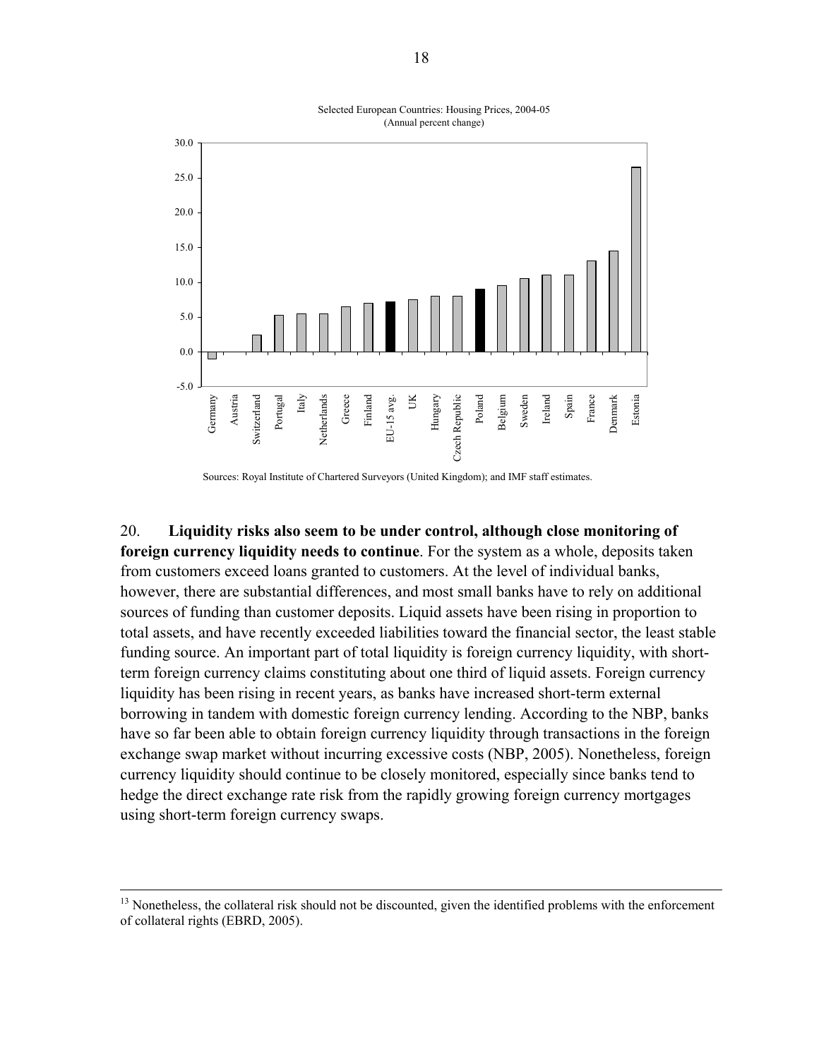Selected European Countries: Housing Prices, 2004-05
(Annual percent change)

Sources: Royal Institute of Chartered Surveyors (United Kingdom); and IMF staff estimates.

20. **Liquidity risks also seem to be under control, although close monitoring of foreign currency liquidity needs to continue**. For the system as a whole, deposits taken from customers exceed loans granted to customers. At the level of individual banks, however, there are substantial differences, and most small banks have to rely on additional sources of funding than customer deposits. Liquid assets have been rising in proportion to total assets, and have recently exceeded liabilities toward the financial sector, the least stable funding source. An important part of total liquidity is foreign currency liquidity, with short-term foreign currency claims constituting about one third of liquid assets. Foreign currency liquidity has been rising in recent years, as banks have increased short-term external borrowing in tandem with domestic foreign currency lending. According to the NBP, banks have so far been able to obtain foreign currency liquidity through transactions in the foreign exchange swap market without incurring excessive costs (NBP, 2005). Nonetheless, foreign currency liquidity should continue to be closely monitored, especially since banks tend to hedge the direct exchange rate risk from the rapidly growing foreign currency mortgages using short-term foreign currency swaps.

---

[13] Nonetheless, the collateral risk should not be discounted, given the identified problems with the enforcement of collateral rights (EBRD, 2005).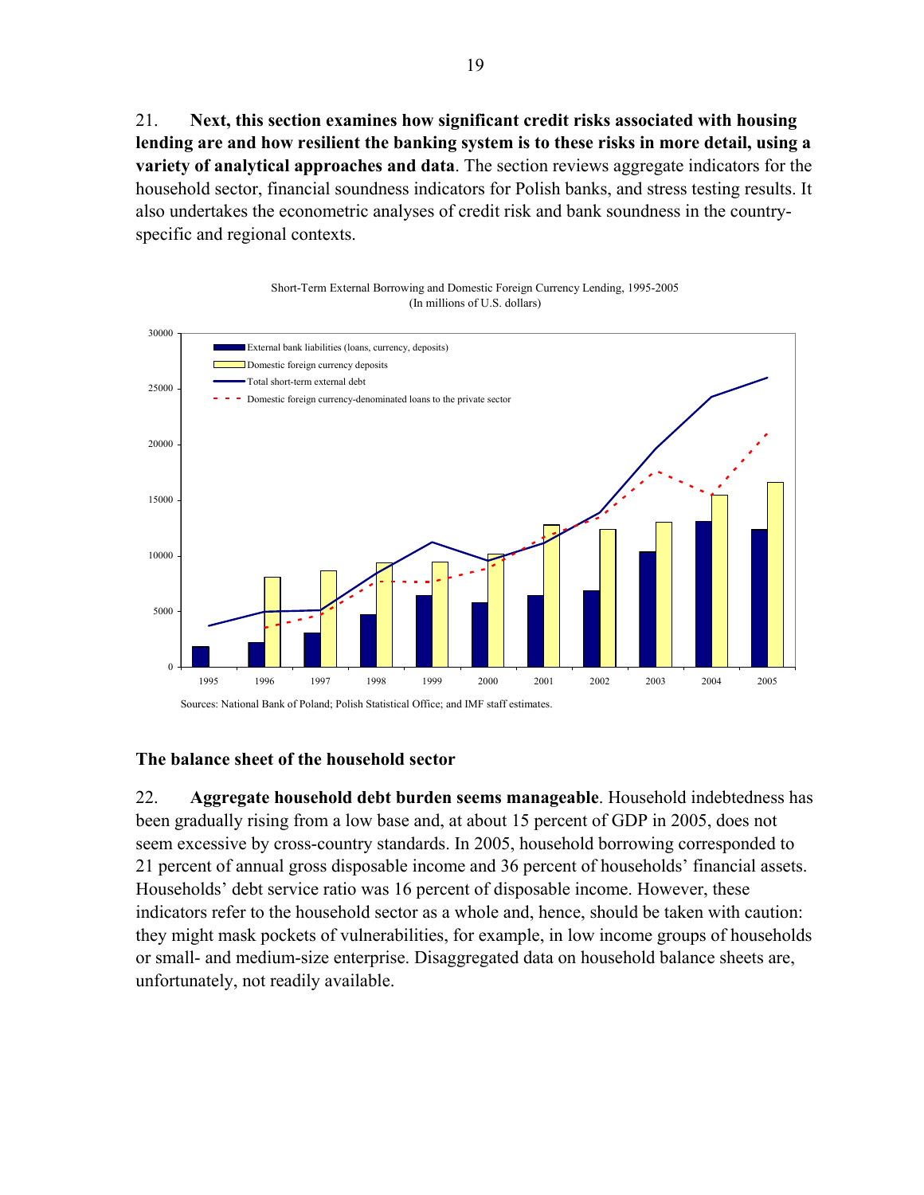21. **Next, this section examines how significant credit risks associated with housing lending are and how resilient the banking system is to these risks in more detail, using a variety of analytical approaches and data**. The section reviews aggregate indicators for the household sector, financial soundness indicators for Polish banks, and stress testing results. It also undertakes the econometric analyses of credit risk and bank soundness in the country-specific and regional contexts.

Short-Term External Borrowing and Domestic Foreign Currency Lending, 1995-2005
(In millions of U.S. dollars)

Sources: National Bank of Poland; Polish Statistical Office; and IMF staff estimates.

### The balance sheet of the household sector

22. **Aggregate household debt burden seems manageable**. Household indebtedness has been gradually rising from a low base and, at about 15 percent of GDP in 2005, does not seem excessive by cross-country standards. In 2005, household borrowing corresponded to 21 percent of annual gross disposable income and 36 percent of households' financial assets. Households' debt service ratio was 16 percent of disposable income. However, these indicators refer to the household sector as a whole and, hence, should be taken with caution: they might mask pockets of vulnerabilities, for example, in low income groups of households or small- and medium-size enterprise. Disaggregated data on household balance sheets are, unfortunately, not readily available.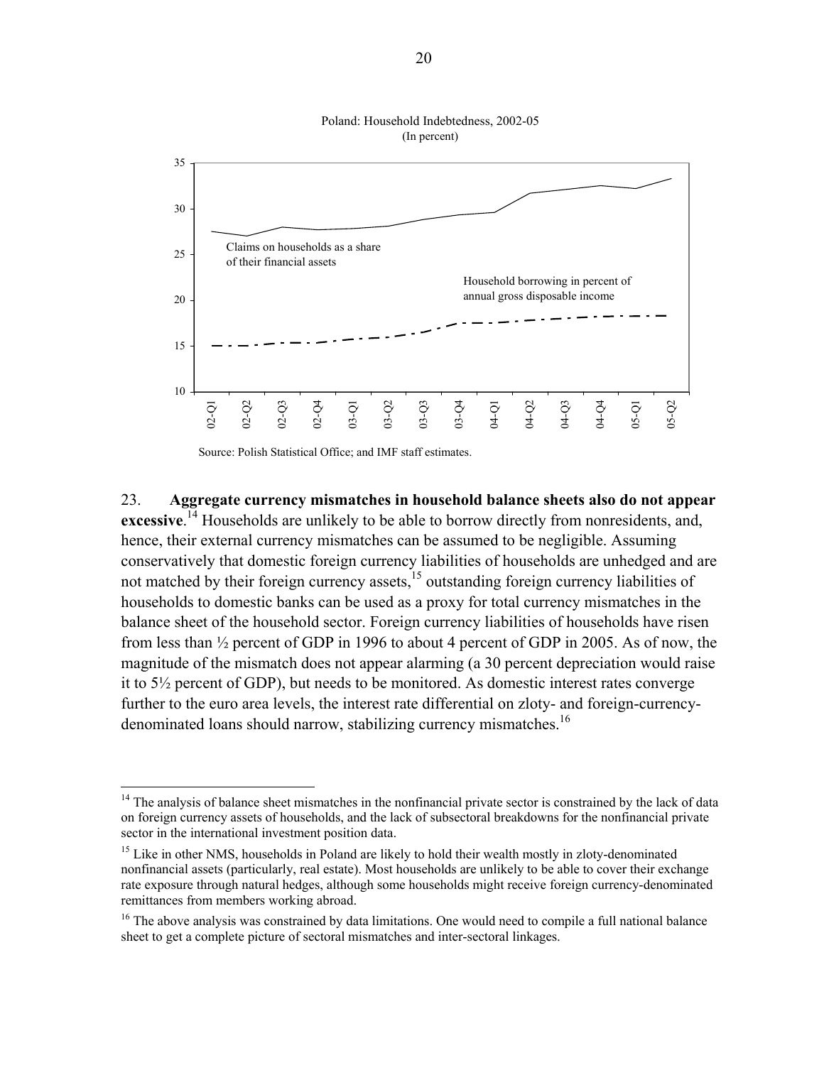Poland: Household Indebtedness, 2002-05
(In percent)

Source: Polish Statistical Office; and IMF staff estimates.

23. **Aggregate currency mismatches in household balance sheets also do not appear excessive**.[14] Households are unlikely to be able to borrow directly from nonresidents, and, hence, their external currency mismatches can be assumed to be negligible. Assuming conservatively that domestic foreign currency liabilities of households are unhedged and are not matched by their foreign currency assets,[15] outstanding foreign currency liabilities of households to domestic banks can be used as a proxy for total currency mismatches in the balance sheet of the household sector. Foreign currency liabilities of households have risen from less than ½ percent of GDP in 1996 to about 4 percent of GDP in 2005. As of now, the magnitude of the mismatch does not appear alarming (a 30 percent depreciation would raise it to 5½ percent of GDP), but needs to be monitored. As domestic interest rates converge further to the euro area levels, the interest rate differential on zloty- and foreign-currency-denominated loans should narrow, stabilizing currency mismatches.[16]

---

[14] The analysis of balance sheet mismatches in the nonfinancial private sector is constrained by the lack of data on foreign currency assets of households, and the lack of subsectoral breakdowns for the nonfinancial private sector in the international investment position data.

[15] Like in other NMS, households in Poland are likely to hold their wealth mostly in zloty-denominated nonfinancial assets (particularly, real estate). Most households are unlikely to be able to cover their exchange rate exposure through natural hedges, although some households might receive foreign currency-denominated remittances from members working abroad.

[16] The above analysis was constrained by data limitations. One would need to compile a full national balance sheet to get a complete picture of sectoral mismatches and inter-sectoral linkages.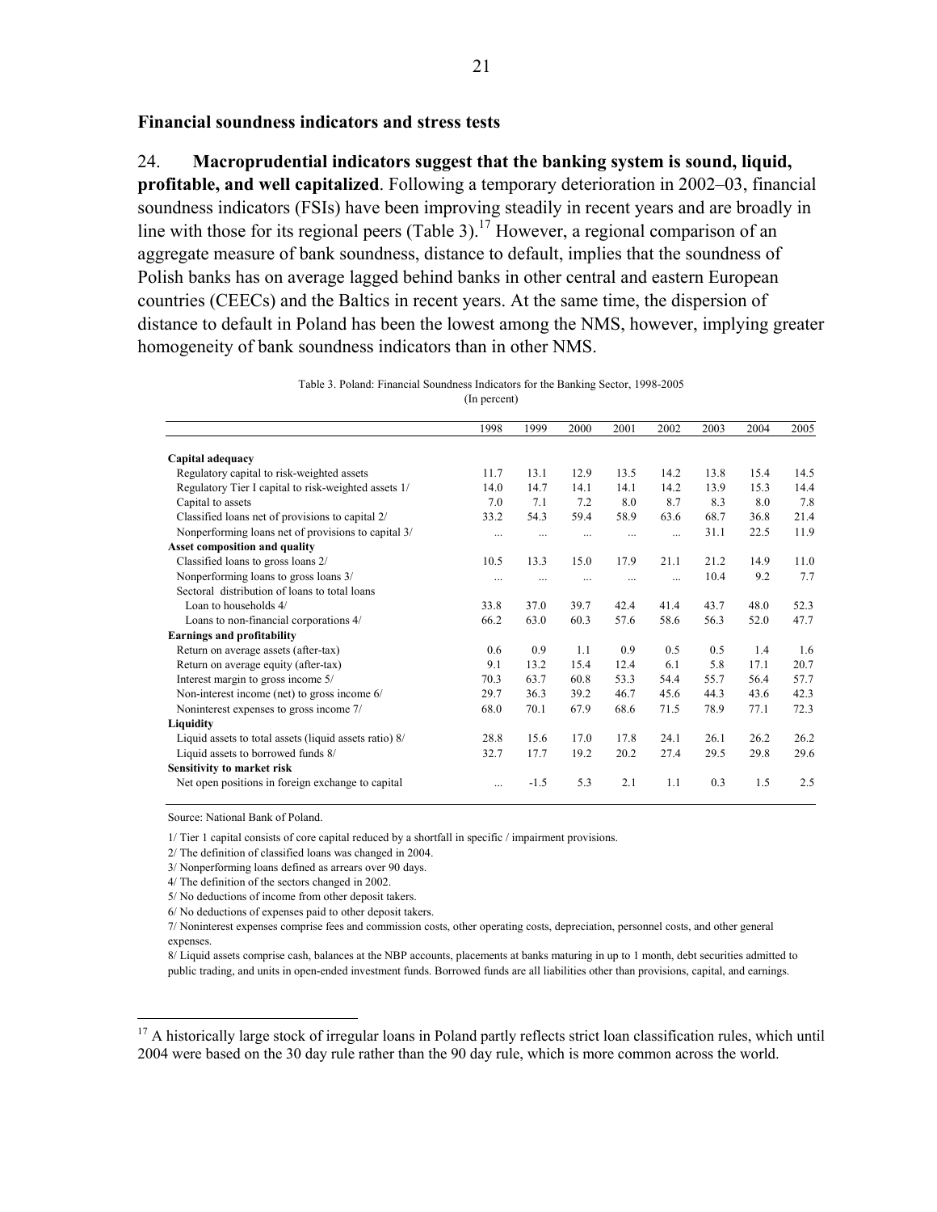### Financial soundness indicators and stress tests

24. **Macroprudential indicators suggest that the banking system is sound, liquid, profitable, and well capitalized**. Following a temporary deterioration in 2002–03, financial soundness indicators (FSIs) have been improving steadily in recent years and are broadly in line with those for its regional peers (Table 3).[17] However, a regional comparison of an aggregate measure of bank soundness, distance to default, implies that the soundness of Polish banks has on average lagged behind banks in other central and eastern European countries (CEECs) and the Baltics in recent years. At the same time, the dispersion of distance to default in Poland has been the lowest among the NMS, however, implying greater homogeneity of bank soundness indicators than in other NMS.

Table 3. Poland: Financial Soundness Indicators for the Banking Sector, 1998-2005
(In percent)

| | 1998 | 1999 | 2000 | 2001 | 2002 | 2003 | 2004 | 2005 |
|---|---|---|---|---|---|---|---|---|
| **Capital adequacy** | | | | | | | | |
| Regulatory capital to risk-weighted assets | 11.7 | 13.1 | 12.9 | 13.5 | 14.2 | 13.8 | 15.4 | 14.5 |
| Regulatory Tier I capital to risk-weighted assets 1/ | 14.0 | 14.7 | 14.1 | 14.1 | 14.2 | 13.9 | 15.3 | 14.4 |
| Capital to assets | 7.0 | 7.1 | 7.2 | 8.0 | 8.7 | 8.3 | 8.0 | 7.8 |
| Classified loans net of provisions to capital 2/ | 33.2 | 54.3 | 59.4 | 58.9 | 63.6 | 68.7 | 36.8 | 21.4 |
| Nonperforming loans net of provisions to capital 3/ | ... | ... | ... | ... | ... | 31.1 | 22.5 | 11.9 |
| **Asset composition and quality** | | | | | | | | |
| Classified loans to gross loans 2/ | 10.5 | 13.3 | 15.0 | 17.9 | 21.1 | 21.2 | 14.9 | 11.0 |
| Nonperforming loans to gross loans 3/ | ... | ... | ... | ... | ... | 10.4 | 9.2 | 7.7 |
| Sectoral distribution of loans to total loans | | | | | | | | |
| Loan to households 4/ | 33.8 | 37.0 | 39.7 | 42.4 | 41.4 | 43.7 | 48.0 | 52.3 |
| Loans to non-financial corporations 4/ | 66.2 | 63.0 | 60.3 | 57.6 | 58.6 | 56.3 | 52.0 | 47.7 |
| **Earnings and profitability** | | | | | | | | |
| Return on average assets (after-tax) | 0.6 | 0.9 | 1.1 | 0.9 | 0.5 | 0.5 | 1.4 | 1.6 |
| Return on average equity (after-tax) | 9.1 | 13.2 | 15.4 | 12.4 | 6.1 | 5.8 | 17.1 | 20.7 |
| Interest margin to gross income 5/ | 70.3 | 63.7 | 60.8 | 53.3 | 54.4 | 55.7 | 56.4 | 57.7 |
| Non-interest income (net) to gross income 6/ | 29.7 | 36.3 | 39.2 | 46.7 | 45.6 | 44.3 | 43.6 | 42.3 |
| Noninterest expenses to gross income 7/ | 68.0 | 70.1 | 67.9 | 68.6 | 71.5 | 78.9 | 77.1 | 72.3 |
| **Liquidity** | | | | | | | | |
| Liquid assets to total assets (liquid assets ratio) 8/ | 28.8 | 15.6 | 17.0 | 17.8 | 24.1 | 26.1 | 26.2 | 26.2 |
| Liquid assets to borrowed funds 8/ | 32.7 | 17.7 | 19.2 | 20.2 | 27.4 | 29.5 | 29.8 | 29.6 |
| **Sensitivity to market risk** | | | | | | | | |
| Net open positions in foreign exchange to capital | ... | -1.5 | 5.3 | 2.1 | 1.1 | 0.3 | 1.5 | 2.5 |

Source: National Bank of Poland.

1/ Tier 1 capital consists of core capital reduced by a shortfall in specific / impairment provisions.

2/ The definition of classified loans was changed in 2004.

3/ Nonperforming loans defined as arrears over 90 days.

4/ The definition of the sectors changed in 2002.

5/ No deductions of income from other deposit takers.

6/ No deductions of expenses paid to other deposit takers.

7/ Noninterest expenses comprise fees and commission costs, other operating costs, depreciation, personnel costs, and other general expenses.

8/ Liquid assets comprise cash, balances at the NBP accounts, placements at banks maturing in up to 1 month, debt securities admitted to public trading, and units in open-ended investment funds. Borrowed funds are all liabilities other than provisions, capital, and earnings.

[17] A historically large stock of irregular loans in Poland partly reflects strict loan classification rules, which until 2004 were based on the 30 day rule rather than the 90 day rule, which is more common across the world.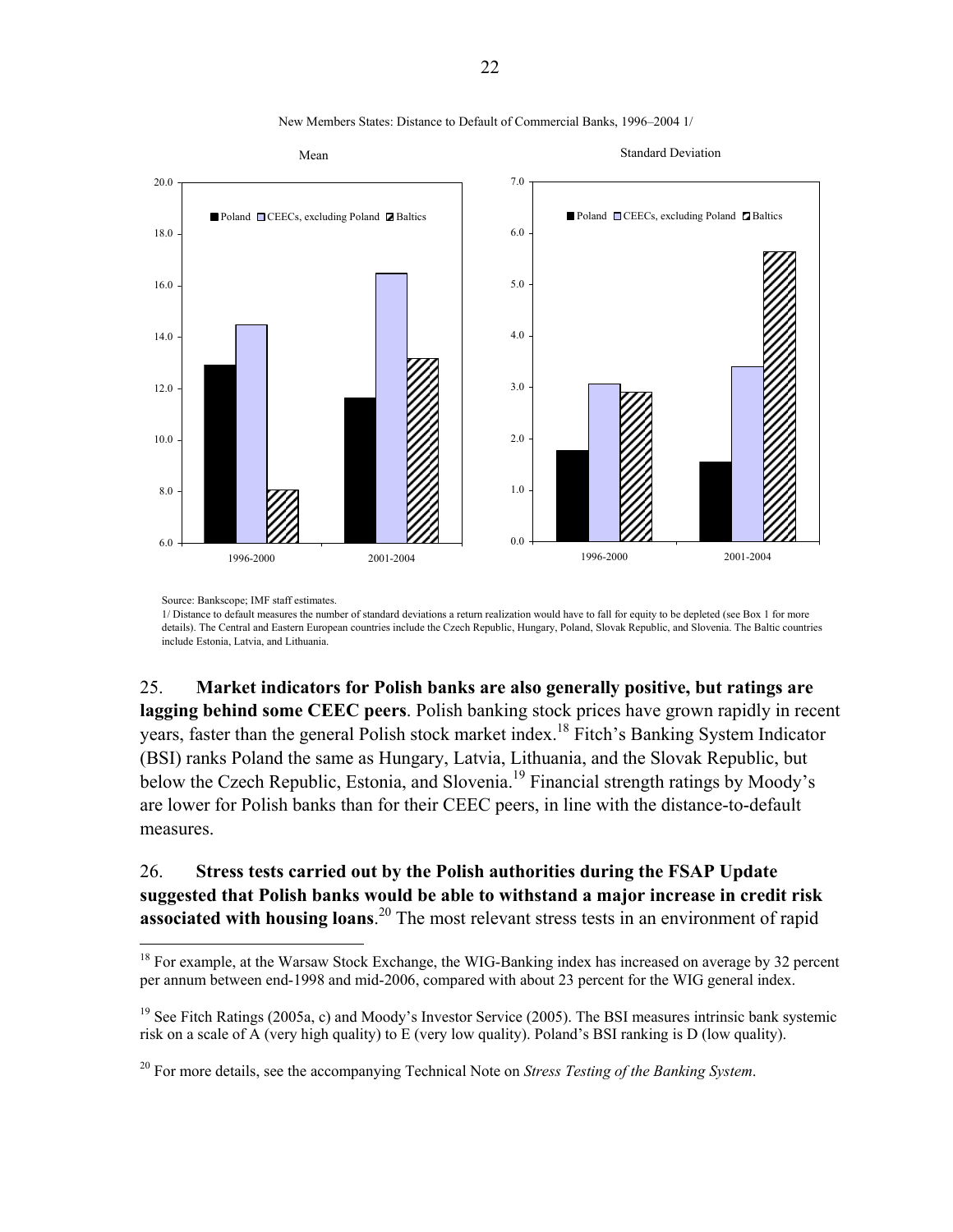New Members States: Distance to Default of Commercial Banks, 1996–2004 1/

Source: Bankscope; IMF staff estimates.

1/ Distance to default measures the number of standard deviations a return realization would have to fall for equity to be depleted (see Box 1 for more details). The Central and Eastern European countries include the Czech Republic, Hungary, Poland, Slovak Republic, and Slovenia. The Baltic countries include Estonia, Latvia, and Lithuania.

25. **Market indicators for Polish banks are also generally positive, but ratings are lagging behind some CEEC peers**. Polish banking stock prices have grown rapidly in recent years, faster than the general Polish stock market index.[18] Fitch's Banking System Indicator (BSI) ranks Poland the same as Hungary, Latvia, Lithuania, and the Slovak Republic, but below the Czech Republic, Estonia, and Slovenia.[19] Financial strength ratings by Moody's are lower for Polish banks than for their CEEC peers, in line with the distance-to-default measures.

26. **Stress tests carried out by the Polish authorities during the FSAP Update suggested that Polish banks would be able to withstand a major increase in credit risk associated with housing loans**.[20] The most relevant stress tests in an environment of rapid

---

[18] For example, at the Warsaw Stock Exchange, the WIG-Banking index has increased on average by 32 percent per annum between end-1998 and mid-2006, compared with about 23 percent for the WIG general index.

[19] See Fitch Ratings (2005a, c) and Moody's Investor Service (2005). The BSI measures intrinsic bank systemic risk on a scale of A (very high quality) to E (very low quality). Poland's BSI ranking is D (low quality).

[20] For more details, see the accompanying Technical Note on *Stress Testing of the Banking System*.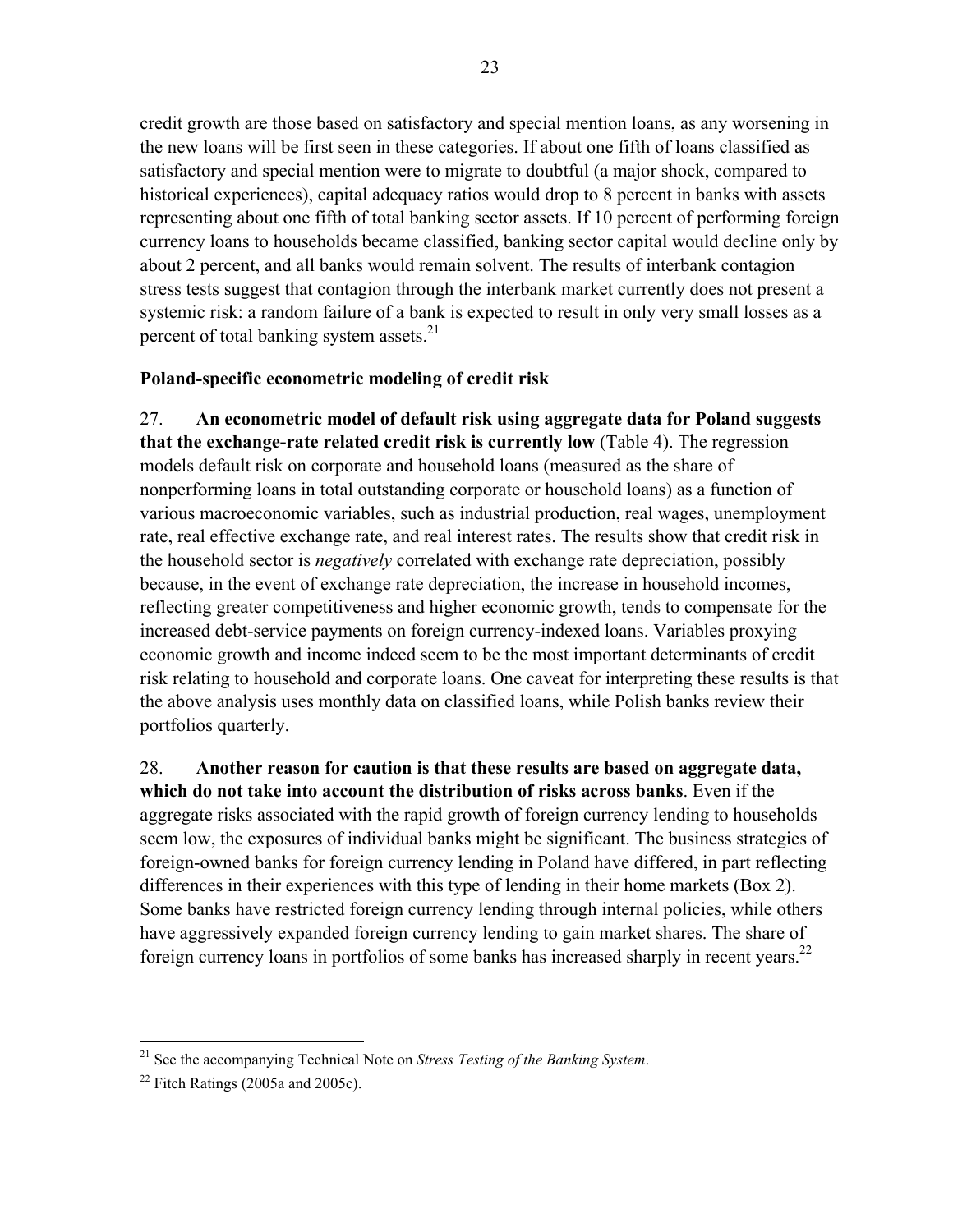credit growth are those based on satisfactory and special mention loans, as any worsening in the new loans will be first seen in these categories. If about one fifth of loans classified as satisfactory and special mention were to migrate to doubtful (a major shock, compared to historical experiences), capital adequacy ratios would drop to 8 percent in banks with assets representing about one fifth of total banking sector assets. If 10 percent of performing foreign currency loans to households became classified, banking sector capital would decline only by about 2 percent, and all banks would remain solvent. The results of interbank contagion stress tests suggest that contagion through the interbank market currently does not present a systemic risk: a random failure of a bank is expected to result in only very small losses as a percent of total banking system assets.[21]

**Poland-specific econometric modeling of credit risk**

27. **An econometric model of default risk using aggregate data for Poland suggests that the exchange-rate related credit risk is currently low** (Table 4). The regression models default risk on corporate and household loans (measured as the share of nonperforming loans in total outstanding corporate or household loans) as a function of various macroeconomic variables, such as industrial production, real wages, unemployment rate, real effective exchange rate, and real interest rates. The results show that credit risk in the household sector is *negatively* correlated with exchange rate depreciation, possibly because, in the event of exchange rate depreciation, the increase in household incomes, reflecting greater competitiveness and higher economic growth, tends to compensate for the increased debt-service payments on foreign currency-indexed loans. Variables proxying economic growth and income indeed seem to be the most important determinants of credit risk relating to household and corporate loans. One caveat for interpreting these results is that the above analysis uses monthly data on classified loans, while Polish banks review their portfolios quarterly.

28. **Another reason for caution is that these results are based on aggregate data, which do not take into account the distribution of risks across banks**. Even if the aggregate risks associated with the rapid growth of foreign currency lending to households seem low, the exposures of individual banks might be significant. The business strategies of foreign-owned banks for foreign currency lending in Poland have differed, in part reflecting differences in their experiences with this type of lending in their home markets (Box 2). Some banks have restricted foreign currency lending through internal policies, while others have aggressively expanded foreign currency lending to gain market shares. The share of foreign currency loans in portfolios of some banks has increased sharply in recent years.[22]

---

[21] See the accompanying Technical Note on *Stress Testing of the Banking System*.

[22] Fitch Ratings (2005a and 2005c).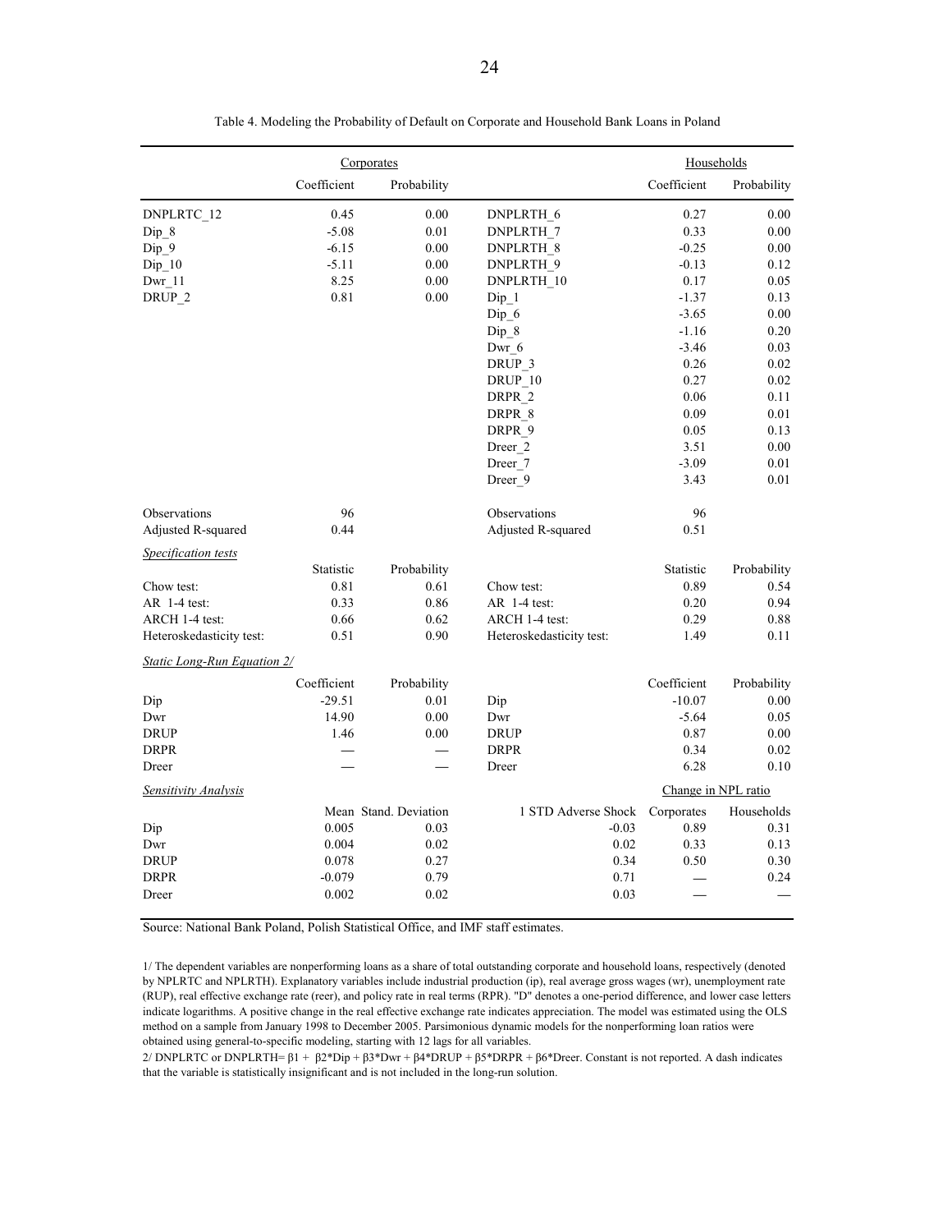Table 4. Modeling the Probability of Default on Corporate and Household Bank Loans in Poland

| | Corporates | | | Households | |
|---|---|---|---|---|---|
| | Coefficient | Probability | | Coefficient | Probability |
| DNPLRTC_12 | 0.45 | 0.00 | DNPLRTH_6 | 0.27 | 0.00 |
| Dip_8 | -5.08 | 0.01 | DNPLRTH_7 | 0.33 | 0.00 |
| Dip_9 | -6.15 | 0.00 | DNPLRTH_8 | -0.25 | 0.00 |
| Dip_10 | -5.11 | 0.00 | DNPLRTH_9 | -0.13 | 0.12 |
| Dwr_11 | 8.25 | 0.00 | DNPLRTH_10 | 0.17 | 0.05 |
| DRUP_2 | 0.81 | 0.00 | Dip_1 | -1.37 | 0.13 |
| | | | Dip_6 | -3.65 | 0.00 |
| | | | Dip_8 | -1.16 | 0.20 |
| | | | Dwr_6 | -3.46 | 0.03 |
| | | | DRUP_3 | 0.26 | 0.02 |
| | | | DRUP_10 | 0.27 | 0.02 |
| | | | DRPR_2 | 0.06 | 0.11 |
| | | | DRPR_8 | 0.09 | 0.01 |
| | | | DRPR_9 | 0.05 | 0.13 |
| | | | Dreer_2 | 3.51 | 0.00 |
| | | | Dreer_7 | -3.09 | 0.01 |
| | | | Dreer_9 | 3.43 | 0.01 |
| Observations | 96 | | Observations | 96 | |
| Adjusted R-squared | 0.44 | | Adjusted R-squared | 0.51 | |
| *Specification tests* | | | | | |
| | Statistic | Probability | | Statistic | Probability |
| Chow test: | 0.81 | 0.61 | Chow test: | 0.89 | 0.54 |
| AR 1-4 test: | 0.33 | 0.86 | AR 1-4 test: | 0.20 | 0.94 |
| ARCH 1-4 test: | 0.66 | 0.62 | ARCH 1-4 test: | 0.29 | 0.88 |
| Heteroskedasticity test: | 0.51 | 0.90 | Heteroskedasticity test: | 1.49 | 0.11 |
| *Static Long-Run Equation 2/* | | | | | |
| | Coefficient | Probability | | Coefficient | Probability |
| Dip | -29.51 | 0.01 | Dip | -10.07 | 0.00 |
| Dwr | 14.90 | 0.00 | Dwr | -5.64 | 0.05 |
| DRUP | 1.46 | 0.00 | DRUP | 0.87 | 0.00 |
| DRPR | — | — | DRPR | 0.34 | 0.02 |
| Dreer | — | — | Dreer | 6.28 | 0.10 |
| *Sensitivity Analysis* | | | | Change in NPL ratio | |
| | Mean | Stand. Deviation | 1 STD Adverse Shock | Corporates | Households |
| Dip | 0.005 | 0.03 | -0.03 | 0.89 | 0.31 |
| Dwr | 0.004 | 0.02 | 0.02 | 0.33 | 0.13 |
| DRUP | 0.078 | 0.27 | 0.34 | 0.50 | 0.30 |
| DRPR | -0.079 | 0.79 | 0.71 | — | 0.24 |
| Dreer | 0.002 | 0.02 | 0.03 | — | — |

Source: National Bank Poland, Polish Statistical Office, and IMF staff estimates.

1/ The dependent variables are nonperforming loans as a share of total outstanding corporate and household loans, respectively (denoted by NPLRTC and NPLRTH). Explanatory variables include industrial production (ip), real average gross wages (wr), unemployment rate (RUP), real effective exchange rate (reer), and policy rate in real terms (RPR). "D" denotes a one-period difference, and lower case letters indicate logarithms. A positive change in the real effective exchange rate indicates appreciation. The model was estimated using the OLS method on a sample from January 1998 to December 2005. Parsimonious dynamic models for the nonperforming loan ratios were obtained using general-to-specific modeling, starting with 12 lags for all variables.

2/ DNPLRTC or DNPLRTH= $\beta 1 + \beta 2 \cdot Dip + \beta 3 \cdot Dwr + \beta 4 \cdot DRUP + \beta 5 \cdot DRPR + \beta 6 \cdot Dreer$. Constant is not reported. A dash indicates that the variable is statistically insignificant and is not included in the long-run solution.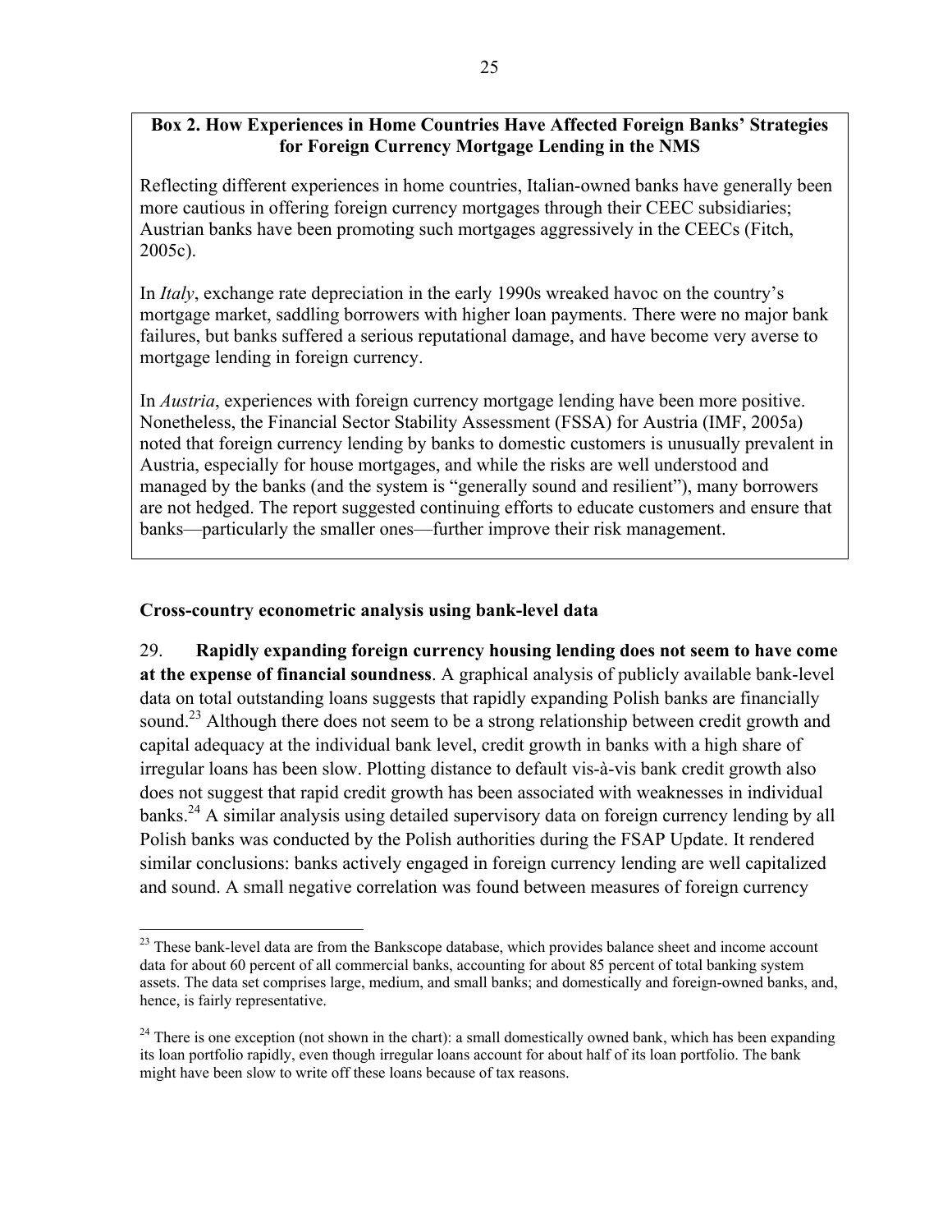**Box 2. How Experiences in Home Countries Have Affected Foreign Banks' Strategies for Foreign Currency Mortgage Lending in the NMS**

Reflecting different experiences in home countries, Italian-owned banks have generally been more cautious in offering foreign currency mortgages through their CEEC subsidiaries; Austrian banks have been promoting such mortgages aggressively in the CEECs (Fitch, 2005c).

In *Italy*, exchange rate depreciation in the early 1990s wreaked havoc on the country's mortgage market, saddling borrowers with higher loan payments. There were no major bank failures, but banks suffered a serious reputational damage, and have become very averse to mortgage lending in foreign currency.

In *Austria*, experiences with foreign currency mortgage lending have been more positive. Nonetheless, the Financial Sector Stability Assessment (FSSA) for Austria (IMF, 2005a) noted that foreign currency lending by banks to domestic customers is unusually prevalent in Austria, especially for house mortgages, and while the risks are well understood and managed by the banks (and the system is "generally sound and resilient"), many borrowers are not hedged. The report suggested continuing efforts to educate customers and ensure that banks—particularly the smaller ones—further improve their risk management.

**Cross-country econometric analysis using bank-level data**

29. **Rapidly expanding foreign currency housing lending does not seem to have come at the expense of financial soundness**. A graphical analysis of publicly available bank-level data on total outstanding loans suggests that rapidly expanding Polish banks are financially sound.[23] Although there does not seem to be a strong relationship between credit growth and capital adequacy at the individual bank level, credit growth in banks with a high share of irregular loans has been slow. Plotting distance to default vis-à-vis bank credit growth also does not suggest that rapid credit growth has been associated with weaknesses in individual banks.[24] A similar analysis using detailed supervisory data on foreign currency lending by all Polish banks was conducted by the Polish authorities during the FSAP Update. It rendered similar conclusions: banks actively engaged in foreign currency lending are well capitalized and sound. A small negative correlation was found between measures of foreign currency

[23] These bank-level data are from the Bankscope database, which provides balance sheet and income account data for about 60 percent of all commercial banks, accounting for about 85 percent of total banking system assets. The data set comprises large, medium, and small banks; and domestically and foreign-owned banks, and, hence, is fairly representative.

[24] There is one exception (not shown in the chart): a small domestically owned bank, which has been expanding its loan portfolio rapidly, even though irregular loans account for about half of its loan portfolio. The bank might have been slow to write off these loans because of tax reasons.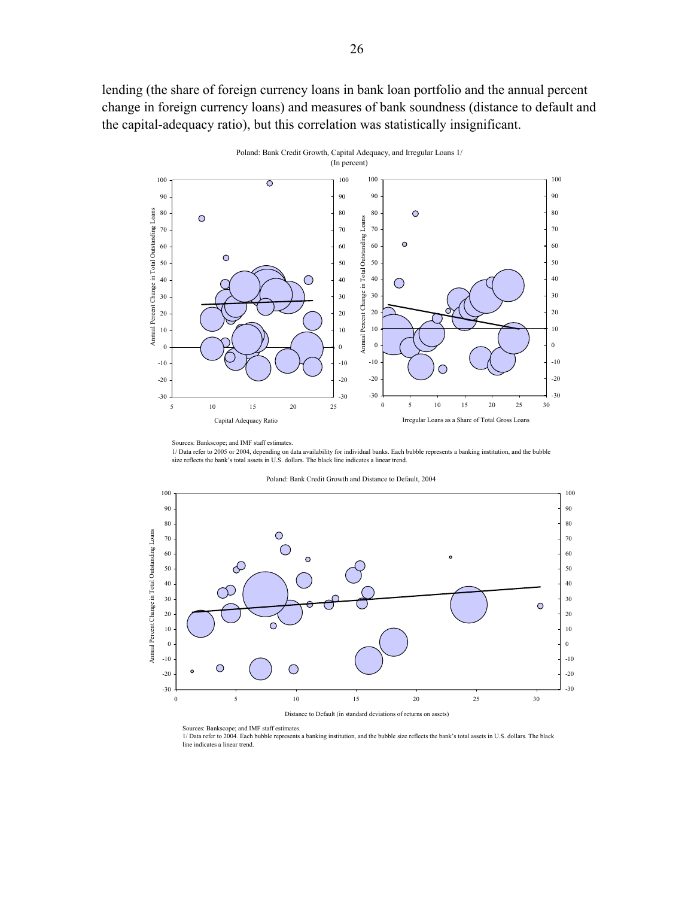lending (the share of foreign currency loans in bank loan portfolio and the annual percent change in foreign currency loans) and measures of bank soundness (distance to default and the capital-adequacy ratio), but this correlation was statistically insignificant.

Poland: Bank Credit Growth, Capital Adequacy, and Irregular Loans 1/
(In percent)

Sources: Bankscope; and IMF staff estimates.
1/ Data refer to 2005 or 2004, depending on data availability for individual banks. Each bubble represents a banking institution, and the bubble size reflects the bank's total assets in U.S. dollars. The black line indicates a linear trend.

Poland: Bank Credit Growth and Distance to Default, 2004

Sources: Bankscope; and IMF staff estimates.
1/ Data refer to 2004. Each bubble represents a banking institution, and the bubble size reflects the bank's total assets in U.S. dollars. The black line indicates a linear trend.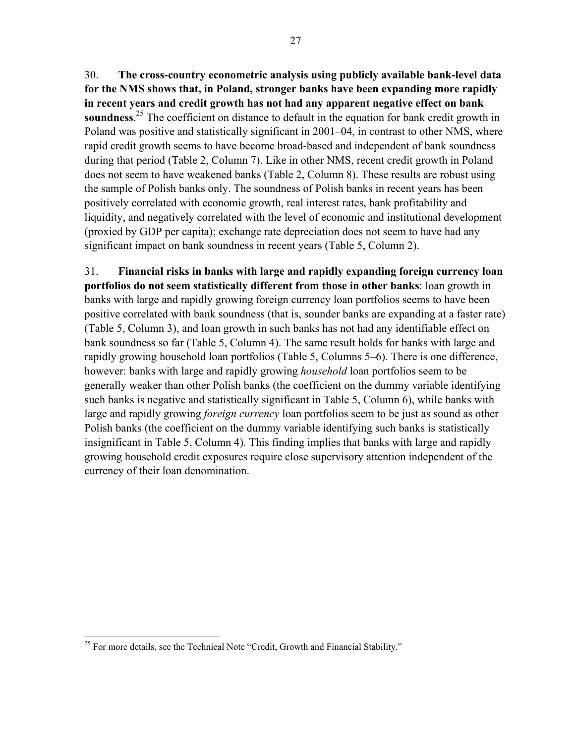30. **The cross-country econometric analysis using publicly available bank-level data for the NMS shows that, in Poland, stronger banks have been expanding more rapidly in recent years and credit growth has not had any apparent negative effect on bank soundness**.[25] The coefficient on distance to default in the equation for bank credit growth in Poland was positive and statistically significant in 2001–04, in contrast to other NMS, where rapid credit growth seems to have become broad-based and independent of bank soundness during that period (Table 2, Column 7). Like in other NMS, recent credit growth in Poland does not seem to have weakened banks (Table 2, Column 8). These results are robust using the sample of Polish banks only. The soundness of Polish banks in recent years has been positively correlated with economic growth, real interest rates, bank profitability and liquidity, and negatively correlated with the level of economic and institutional development (proxied by GDP per capita); exchange rate depreciation does not seem to have had any significant impact on bank soundness in recent years (Table 5, Column 2).

31. **Financial risks in banks with large and rapidly expanding foreign currency loan portfolios do not seem statistically different from those in other banks**: loan growth in banks with large and rapidly growing foreign currency loan portfolios seems to have been positive correlated with bank soundness (that is, sounder banks are expanding at a faster rate) (Table 5, Column 3), and loan growth in such banks has not had any identifiable effect on bank soundness so far (Table 5, Column 4). The same result holds for banks with large and rapidly growing household loan portfolios (Table 5, Columns 5–6). There is one difference, however: banks with large and rapidly growing *household* loan portfolios seem to be generally weaker than other Polish banks (the coefficient on the dummy variable identifying such banks is negative and statistically significant in Table 5, Column 6), while banks with large and rapidly growing *foreign currency* loan portfolios seem to be just as sound as other Polish banks (the coefficient on the dummy variable identifying such banks is statistically insignificant in Table 5, Column 4). This finding implies that banks with large and rapidly growing household credit exposures require close supervisory attention independent of the currency of their loan denomination.

[25] For more details, see the Technical Note "Credit, Growth and Financial Stability."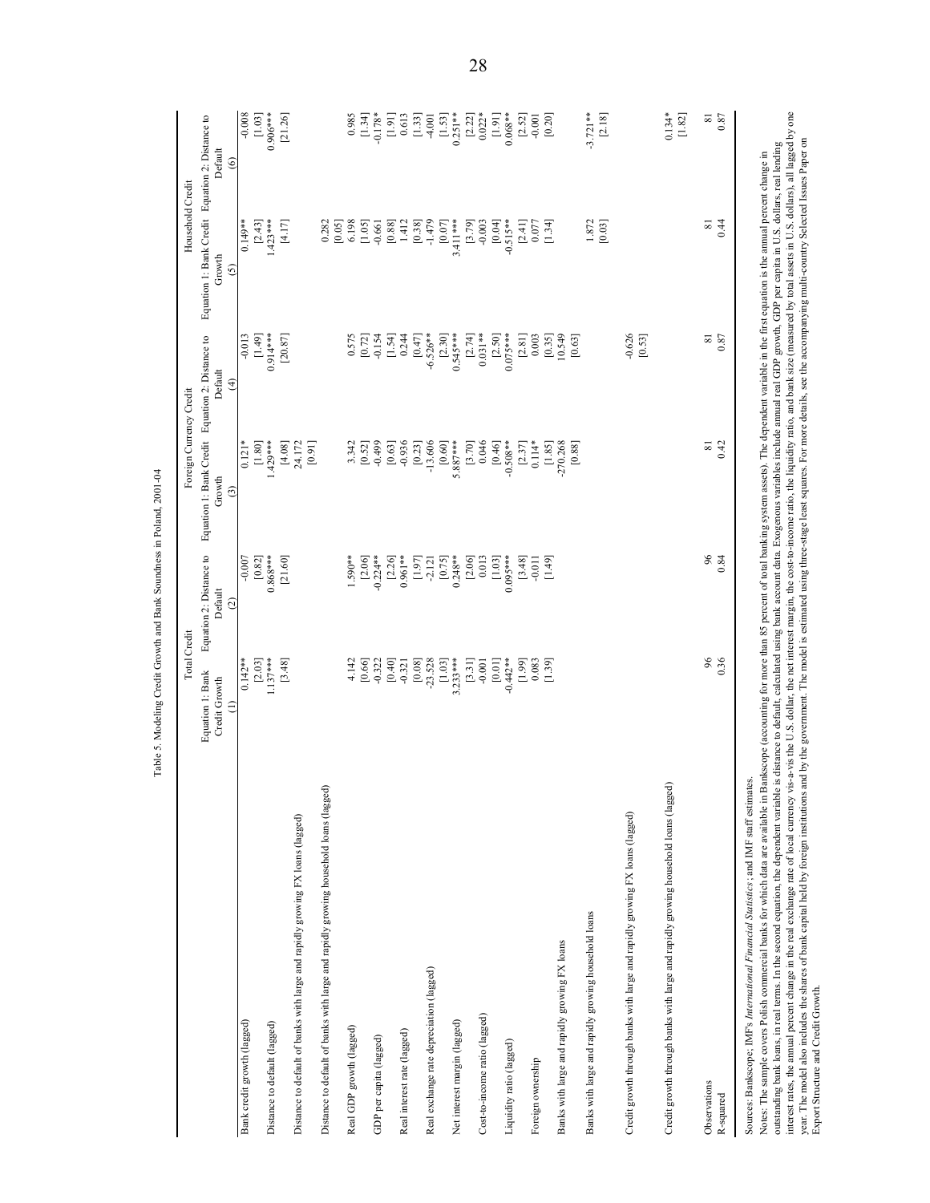Table 5. Modeling Credit Growth and Bank Soundness in Poland, 2001-04

| | Total Credit | | Foreign Currency Credit | | Household Credit | |
|---|---|---|---|---|---|---|
| | Equation 1: Bank Credit Growth | Equation 2: Distance to Default | Equation 1: Bank Credit Growth | Equation 2: Distance to Default | Equation 1: Bank Credit Growth | Equation 2: Distance to Default |
| | (1) | (2) | (3) | (4) | (5) | (6) |
| Bank credit growth (lagged) | 0.142** | -0.007 | 0.121* | -0.013 | 0.149** | -0.008 |
| | [2.03] | [0.82] | [1.80] | [1.49] | [2.43] | [1.03] |
| Distance to default (lagged) | 1.137*** | 0.868*** | 1.429*** | 0.914*** | 1.423*** | 0.906*** |
| | [3.48] | [21.60] | [4.08] | [20.87] | [4.17] | [21.26] |
| Distance to default of banks with large and rapidly growing FX loans (lagged) | | | 24.172 | | | |
| | | | [0.91] | | | |
| Distance to default of banks with large and rapidly growing household loans (lagged) | | | | | 0.282 | |
| | | | | | [0.05] | |
| Real GDP growth (lagged) | 4.142 | 1.590** | 3.342 | 0.575 | 6.198 | 0.985 |
| | [0.66] | [2.06] | [0.52] | [0.72] | [1.05] | [1.34] |
| GDP per capita (lagged) | -0.322 | -0.224** | -0.499 | -0.154 | -0.661 | -0.178* |
| | [0.40] | [2.26] | [0.63] | [1.54] | [0.88] | [1.91] |
| Real interest rate (lagged) | -0.321 | 0.961** | -0.936 | 0.244 | 1.412 | 0.613 |
| | [0.08] | [1.97] | [0.23] | [0.47] | [0.38] | [1.33] |
| Real exchange rate depreciation (lagged) | -23.528 | -2.121 | -13.606 | -6.526** | -1.479 | -4.001 |
| | [1.03] | [0.75] | [0.60] | [2.30] | [0.07] | [1.53] |
| Net interest margin (lagged) | 3.233*** | 0.248** | 5.887*** | 0.545*** | 3.411*** | 0.251** |
| | [3.31] | [2.06] | [3.70] | [2.74] | [3.79] | [2.22] |
| Cost-to-income ratio (lagged) | -0.001 | 0.013 | 0.046 | 0.031** | -0.003 | 0.022* |
| | [0.01] | [1.03] | [0.46] | [2.50] | [0.04] | [1.91] |
| Liquidity ratio (lagged) | -0.442** | 0.095*** | -0.508** | 0.075*** | -0.515** | 0.068** |
| | [1.99] | [3.48] | [2.37] | [2.81] | [2.41] | [2.52] |
| Foreign ownership | 0.083 | -0.011 | 0.114* | 0.003 | 0.077 | -0.001 |
| | [1.39] | [1.49] | [1.85] | [0.35] | [1.34] | [0.20] |
| Banks with large and rapidly growing FX loans | | | -270.268 | 10.549 | | |
| | | | [0.88] | [0.63] | | |
| Banks with large and rapidly growing household loans | | | | | 1.872 | -3.721** |
| | | | | | [0.03] | [2.18] |
| Credit growth through banks with large and rapidly growing FX loans (lagged) | | | | -0.626 | | |
| | | | | [0.53] | | |
| Credit growth through banks with large and rapidly growing household loans (lagged) | | | | | | 0.134* |
| | | | | | | [1.82] |
| Observations | 96 | 96 | 81 | 81 | 81 | 81 |
| R-squared | 0.36 | 0.84 | 0.42 | 0.87 | 0.44 | 0.87 |

Sources: Bankscope; IMF's *International Financial Statistics*; and IMF staff estimates.

Notes: The sample covers Polish commercial banks for which data are available in Bankscope (accounting for more than 85 percent of total banking system assets). The dependent variable in the first equation is the annual percent change in outstanding bank loans, in real terms. In the second equation, the dependent variable is distance to default, calculated using bank account data. Exogenous variables include annual real GDP growth, GDP per capita in U.S. dollars, real lending interest rates, the annual percent change in the real exchange rate of local currency vis-a-vis the U.S. dollar, the net interest margin, the cost-to-income ratio, the liquidity ratio, and bank size (measured by total assets in U.S. dollars), all lagged by one year. The model also includes the shares of bank capital held by foreign institutions and by the government. The model is estimated using three-stage least squares. For more details, see the accompanying multi-country Selected Issues Paper on Export Structure and Credit Growth.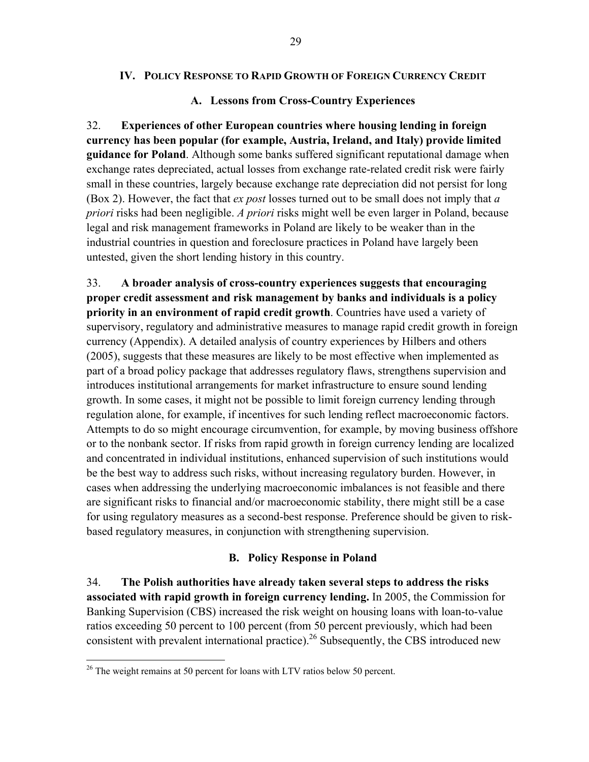## IV. Policy Response to Rapid Growth of Foreign Currency Credit

### A. Lessons from Cross-Country Experiences

32. **Experiences of other European countries where housing lending in foreign currency has been popular (for example, Austria, Ireland, and Italy) provide limited guidance for Poland**. Although some banks suffered significant reputational damage when exchange rates depreciated, actual losses from exchange rate-related credit risk were fairly small in these countries, largely because exchange rate depreciation did not persist for long (Box 2). However, the fact that *ex post* losses turned out to be small does not imply that *a priori* risks had been negligible. *A priori* risks might well be even larger in Poland, because legal and risk management frameworks in Poland are likely to be weaker than in the industrial countries in question and foreclosure practices in Poland have largely been untested, given the short lending history in this country.

33. **A broader analysis of cross-country experiences suggests that encouraging proper credit assessment and risk management by banks and individuals is a policy priority in an environment of rapid credit growth**. Countries have used a variety of supervisory, regulatory and administrative measures to manage rapid credit growth in foreign currency (Appendix). A detailed analysis of country experiences by Hilbers and others (2005), suggests that these measures are likely to be most effective when implemented as part of a broad policy package that addresses regulatory flaws, strengthens supervision and introduces institutional arrangements for market infrastructure to ensure sound lending growth. In some cases, it might not be possible to limit foreign currency lending through regulation alone, for example, if incentives for such lending reflect macroeconomic factors. Attempts to do so might encourage circumvention, for example, by moving business offshore or to the nonbank sector. If risks from rapid growth in foreign currency lending are localized and concentrated in individual institutions, enhanced supervision of such institutions would be the best way to address such risks, without increasing regulatory burden. However, in cases when addressing the underlying macroeconomic imbalances is not feasible and there are significant risks to financial and/or macroeconomic stability, there might still be a case for using regulatory measures as a second-best response. Preference should be given to risk-based regulatory measures, in conjunction with strengthening supervision.

### B. Policy Response in Poland

34. **The Polish authorities have already taken several steps to address the risks associated with rapid growth in foreign currency lending.** In 2005, the Commission for Banking Supervision (CBS) increased the risk weight on housing loans with loan-to-value ratios exceeding 50 percent to 100 percent (from 50 percent previously, which had been consistent with prevalent international practice).[26] Subsequently, the CBS introduced new

[26] The weight remains at 50 percent for loans with LTV ratios below 50 percent.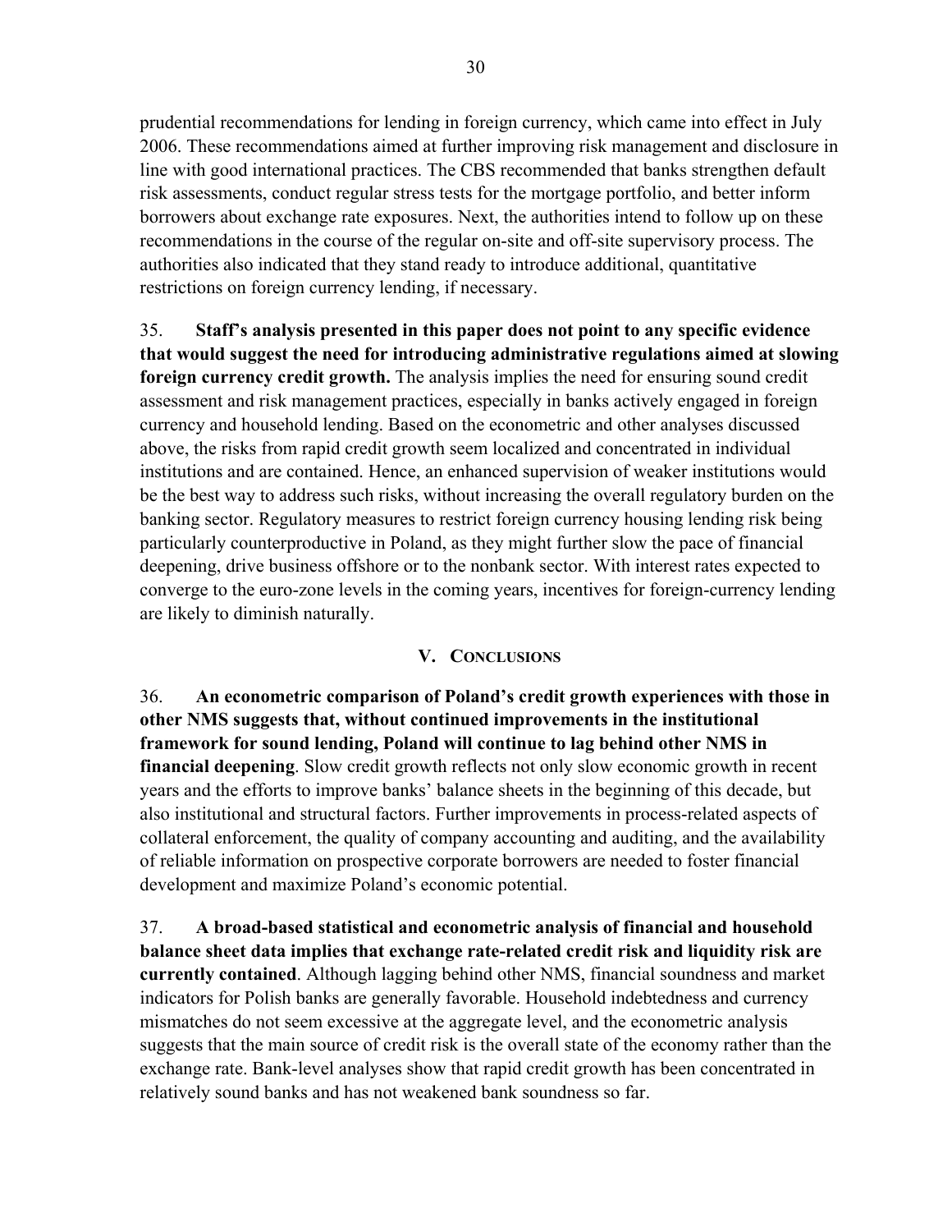prudential recommendations for lending in foreign currency, which came into effect in July 2006. These recommendations aimed at further improving risk management and disclosure in line with good international practices. The CBS recommended that banks strengthen default risk assessments, conduct regular stress tests for the mortgage portfolio, and better inform borrowers about exchange rate exposures. Next, the authorities intend to follow up on these recommendations in the course of the regular on-site and off-site supervisory process. The authorities also indicated that they stand ready to introduce additional, quantitative restrictions on foreign currency lending, if necessary.

35. **Staff's analysis presented in this paper does not point to any specific evidence that would suggest the need for introducing administrative regulations aimed at slowing foreign currency credit growth.** The analysis implies the need for ensuring sound credit assessment and risk management practices, especially in banks actively engaged in foreign currency and household lending. Based on the econometric and other analyses discussed above, the risks from rapid credit growth seem localized and concentrated in individual institutions and are contained. Hence, an enhanced supervision of weaker institutions would be the best way to address such risks, without increasing the overall regulatory burden on the banking sector. Regulatory measures to restrict foreign currency housing lending risk being particularly counterproductive in Poland, as they might further slow the pace of financial deepening, drive business offshore or to the nonbank sector. With interest rates expected to converge to the euro-zone levels in the coming years, incentives for foreign-currency lending are likely to diminish naturally.

## V. Conclusions

36. **An econometric comparison of Poland's credit growth experiences with those in other NMS suggests that, without continued improvements in the institutional framework for sound lending, Poland will continue to lag behind other NMS in financial deepening**. Slow credit growth reflects not only slow economic growth in recent years and the efforts to improve banks' balance sheets in the beginning of this decade, but also institutional and structural factors. Further improvements in process-related aspects of collateral enforcement, the quality of company accounting and auditing, and the availability of reliable information on prospective corporate borrowers are needed to foster financial development and maximize Poland's economic potential.

37. **A broad-based statistical and econometric analysis of financial and household balance sheet data implies that exchange rate-related credit risk and liquidity risk are currently contained**. Although lagging behind other NMS, financial soundness and market indicators for Polish banks are generally favorable. Household indebtedness and currency mismatches do not seem excessive at the aggregate level, and the econometric analysis suggests that the main source of credit risk is the overall state of the economy rather than the exchange rate. Bank-level analyses show that rapid credit growth has been concentrated in relatively sound banks and has not weakened bank soundness so far.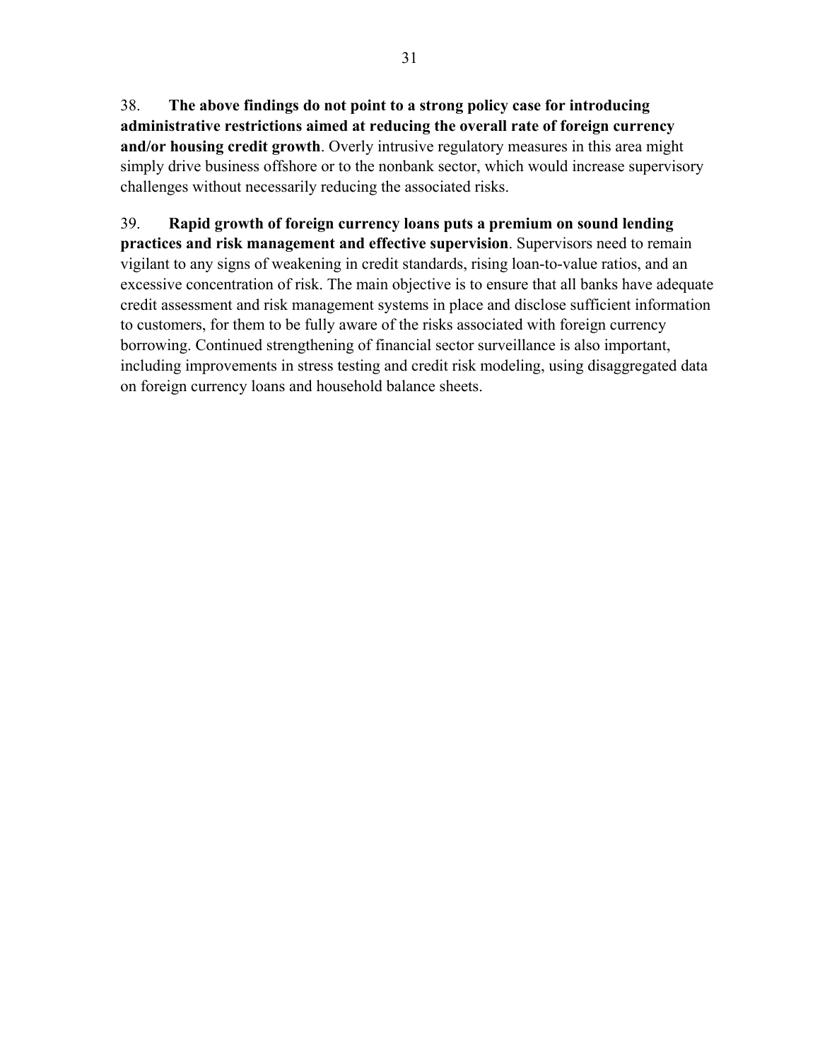38. **The above findings do not point to a strong policy case for introducing administrative restrictions aimed at reducing the overall rate of foreign currency and/or housing credit growth**. Overly intrusive regulatory measures in this area might simply drive business offshore or to the nonbank sector, which would increase supervisory challenges without necessarily reducing the associated risks.

39. **Rapid growth of foreign currency loans puts a premium on sound lending practices and risk management and effective supervision**. Supervisors need to remain vigilant to any signs of weakening in credit standards, rising loan-to-value ratios, and an excessive concentration of risk. The main objective is to ensure that all banks have adequate credit assessment and risk management systems in place and disclose sufficient information to customers, for them to be fully aware of the risks associated with foreign currency borrowing. Continued strengthening of financial sector surveillance is also important, including improvements in stress testing and credit risk modeling, using disaggregated data on foreign currency loans and household balance sheets.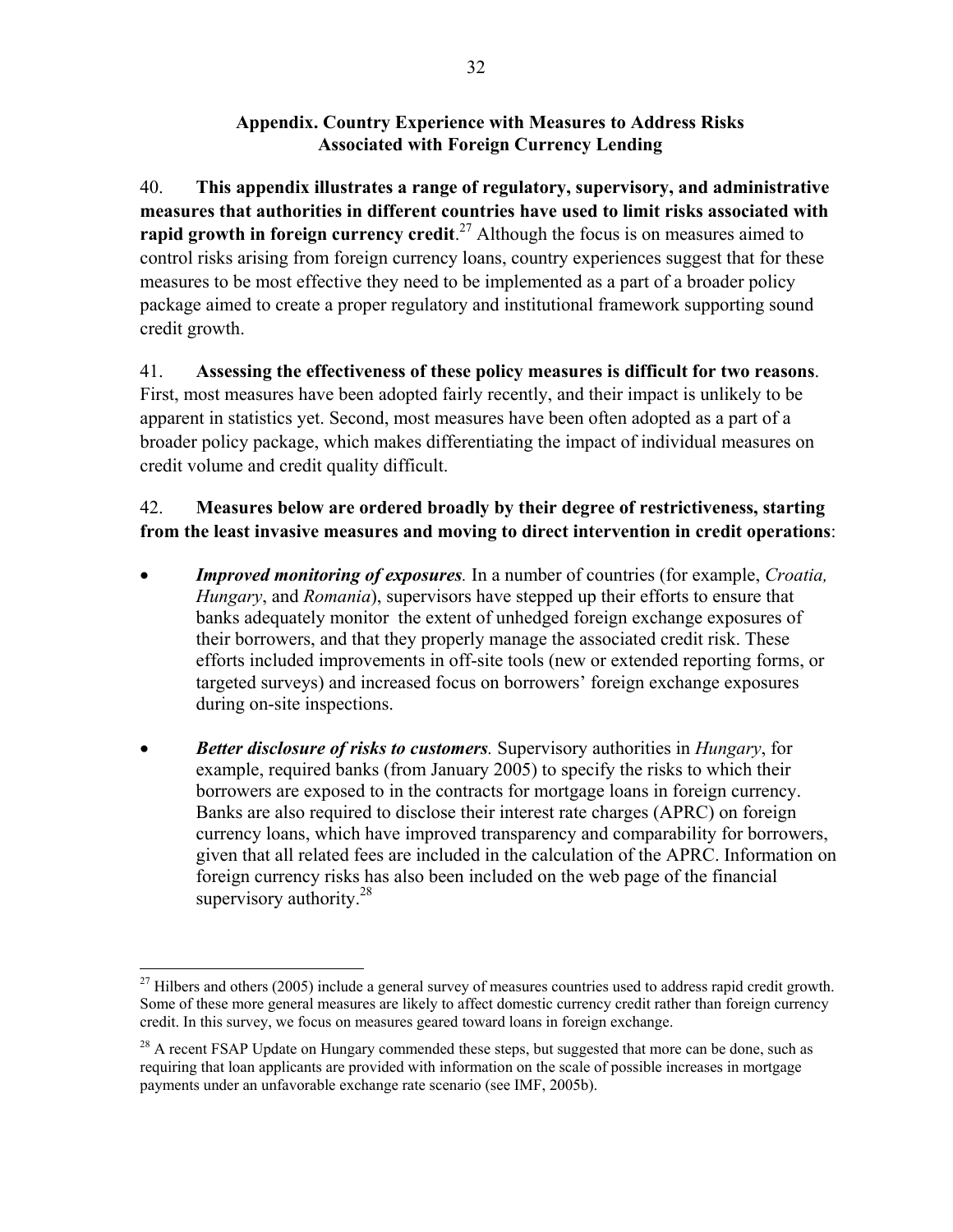## Appendix. Country Experience with Measures to Address Risks Associated with Foreign Currency Lending

40. **This appendix illustrates a range of regulatory, supervisory, and administrative measures that authorities in different countries have used to limit risks associated with rapid growth in foreign currency credit**.[27] Although the focus is on measures aimed to control risks arising from foreign currency loans, country experiences suggest that for these measures to be most effective they need to be implemented as a part of a broader policy package aimed to create a proper regulatory and institutional framework supporting sound credit growth.

41. **Assessing the effectiveness of these policy measures is difficult for two reasons**. First, most measures have been adopted fairly recently, and their impact is unlikely to be apparent in statistics yet. Second, most measures have been often adopted as a part of a broader policy package, which makes differentiating the impact of individual measures on credit volume and credit quality difficult.

42. **Measures below are ordered broadly by their degree of restrictiveness, starting from the least invasive measures and moving to direct intervention in credit operations**:

- ***Improved monitoring of exposures.*** In a number of countries (for example, *Croatia, Hungary*, and *Romania*), supervisors have stepped up their efforts to ensure that banks adequately monitor the extent of unhedged foreign exchange exposures of their borrowers, and that they properly manage the associated credit risk. These efforts included improvements in off-site tools (new or extended reporting forms, or targeted surveys) and increased focus on borrowers' foreign exchange exposures during on-site inspections.

- ***Better disclosure of risks to customers.*** Supervisory authorities in *Hungary*, for example, required banks (from January 2005) to specify the risks to which their borrowers are exposed to in the contracts for mortgage loans in foreign currency. Banks are also required to disclose their interest rate charges (APRC) on foreign currency loans, which have improved transparency and comparability for borrowers, given that all related fees are included in the calculation of the APRC. Information on foreign currency risks has also been included on the web page of the financial supervisory authority.[28]

---

[27] Hilbers and others (2005) include a general survey of measures countries used to address rapid credit growth. Some of these more general measures are likely to affect domestic currency credit rather than foreign currency credit. In this survey, we focus on measures geared toward loans in foreign exchange.

[28] A recent FSAP Update on Hungary commended these steps, but suggested that more can be done, such as requiring that loan applicants are provided with information on the scale of possible increases in mortgage payments under an unfavorable exchange rate scenario (see IMF, 2005b).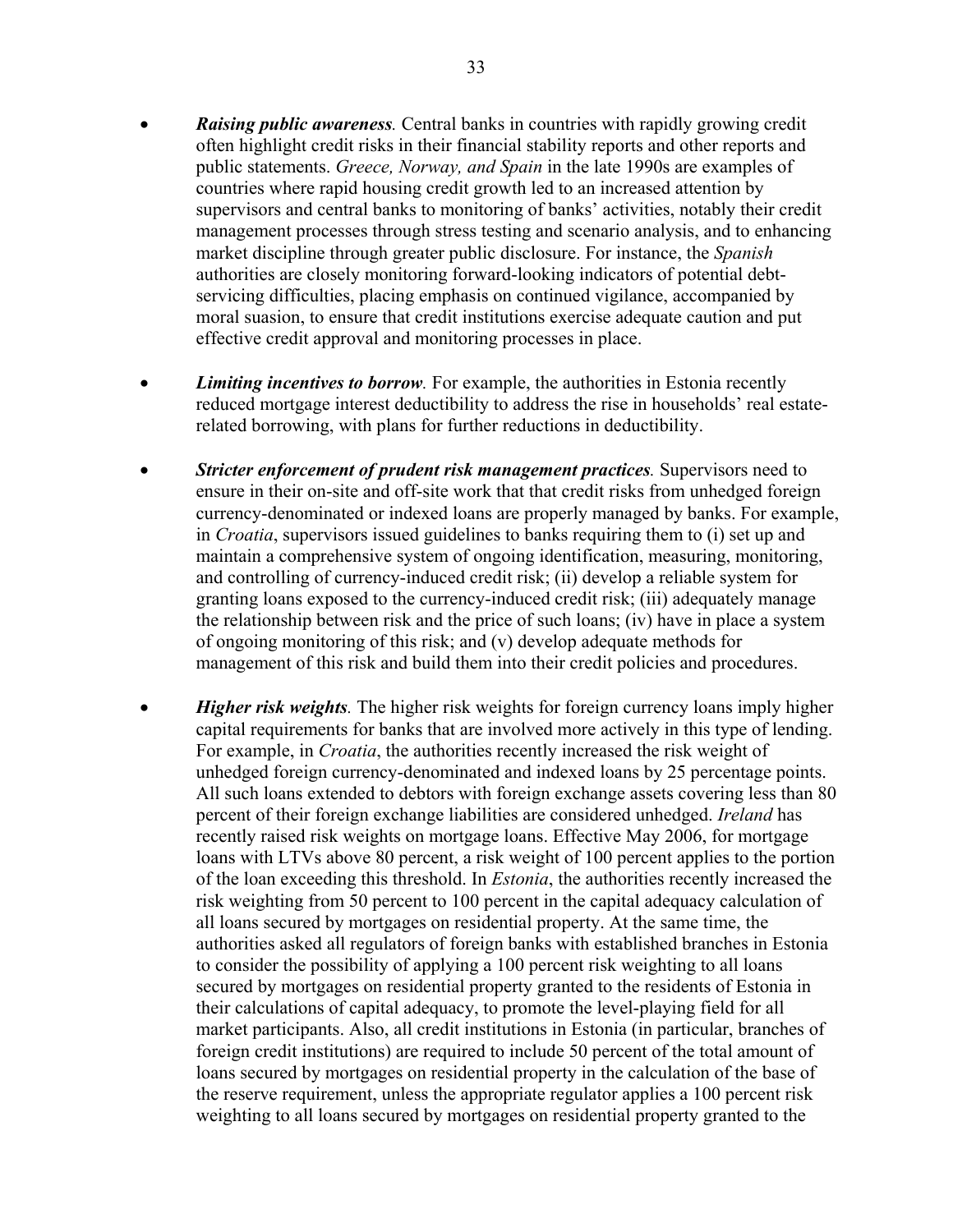- ***Raising public awareness**.* Central banks in countries with rapidly growing credit often highlight credit risks in their financial stability reports and other reports and public statements. *Greece, Norway, and Spain* in the late 1990s are examples of countries where rapid housing credit growth led to an increased attention by supervisors and central banks to monitoring of banks' activities, notably their credit management processes through stress testing and scenario analysis, and to enhancing market discipline through greater public disclosure. For instance, the *Spanish* authorities are closely monitoring forward-looking indicators of potential debt-servicing difficulties, placing emphasis on continued vigilance, accompanied by moral suasion, to ensure that credit institutions exercise adequate caution and put effective credit approval and monitoring processes in place.

- ***Limiting incentives to borrow**.* For example, the authorities in Estonia recently reduced mortgage interest deductibility to address the rise in households' real estate-related borrowing, with plans for further reductions in deductibility.

- ***Stricter enforcement of prudent risk management practices**.* Supervisors need to ensure in their on-site and off-site work that that credit risks from unhedged foreign currency-denominated or indexed loans are properly managed by banks. For example, in *Croatia*, supervisors issued guidelines to banks requiring them to (i) set up and maintain a comprehensive system of ongoing identification, measuring, monitoring, and controlling of currency-induced credit risk; (ii) develop a reliable system for granting loans exposed to the currency-induced credit risk; (iii) adequately manage the relationship between risk and the price of such loans; (iv) have in place a system of ongoing monitoring of this risk; and (v) develop adequate methods for management of this risk and build them into their credit policies and procedures.

- ***Higher risk weights**.* The higher risk weights for foreign currency loans imply higher capital requirements for banks that are involved more actively in this type of lending. For example, in *Croatia*, the authorities recently increased the risk weight of unhedged foreign currency-denominated and indexed loans by 25 percentage points. All such loans extended to debtors with foreign exchange assets covering less than 80 percent of their foreign exchange liabilities are considered unhedged. *Ireland* has recently raised risk weights on mortgage loans. Effective May 2006, for mortgage loans with LTVs above 80 percent, a risk weight of 100 percent applies to the portion of the loan exceeding this threshold. In *Estonia*, the authorities recently increased the risk weighting from 50 percent to 100 percent in the capital adequacy calculation of all loans secured by mortgages on residential property. At the same time, the authorities asked all regulators of foreign banks with established branches in Estonia to consider the possibility of applying a 100 percent risk weighting to all loans secured by mortgages on residential property granted to the residents of Estonia in their calculations of capital adequacy, to promote the level-playing field for all market participants. Also, all credit institutions in Estonia (in particular, branches of foreign credit institutions) are required to include 50 percent of the total amount of loans secured by mortgages on residential property in the calculation of the base of the reserve requirement, unless the appropriate regulator applies a 100 percent risk weighting to all loans secured by mortgages on residential property granted to the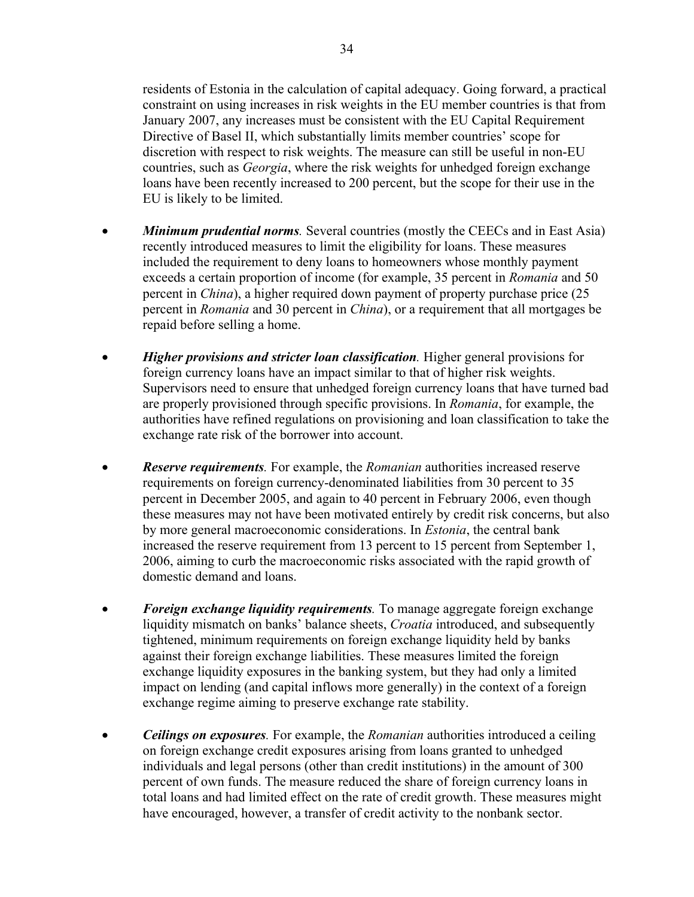residents of Estonia in the calculation of capital adequacy. Going forward, a practical constraint on using increases in risk weights in the EU member countries is that from January 2007, any increases must be consistent with the EU Capital Requirement Directive of Basel II, which substantially limits member countries' scope for discretion with respect to risk weights. The measure can still be useful in non-EU countries, such as *Georgia*, where the risk weights for unhedged foreign exchange loans have been recently increased to 200 percent, but the scope for their use in the EU is likely to be limited.

- ***Minimum prudential norms.*** Several countries (mostly the CEECs and in East Asia) recently introduced measures to limit the eligibility for loans. These measures included the requirement to deny loans to homeowners whose monthly payment exceeds a certain proportion of income (for example, 35 percent in *Romania* and 50 percent in *China*), a higher required down payment of property purchase price (25 percent in *Romania* and 30 percent in *China*), or a requirement that all mortgages be repaid before selling a home.

- ***Higher provisions and stricter loan classification.*** Higher general provisions for foreign currency loans have an impact similar to that of higher risk weights. Supervisors need to ensure that unhedged foreign currency loans that have turned bad are properly provisioned through specific provisions. In *Romania*, for example, the authorities have refined regulations on provisioning and loan classification to take the exchange rate risk of the borrower into account.

- ***Reserve requirements.*** For example, the *Romanian* authorities increased reserve requirements on foreign currency-denominated liabilities from 30 percent to 35 percent in December 2005, and again to 40 percent in February 2006, even though these measures may not have been motivated entirely by credit risk concerns, but also by more general macroeconomic considerations. In *Estonia*, the central bank increased the reserve requirement from 13 percent to 15 percent from September 1, 2006, aiming to curb the macroeconomic risks associated with the rapid growth of domestic demand and loans.

- ***Foreign exchange liquidity requirements.*** To manage aggregate foreign exchange liquidity mismatch on banks' balance sheets, *Croatia* introduced, and subsequently tightened, minimum requirements on foreign exchange liquidity held by banks against their foreign exchange liabilities. These measures limited the foreign exchange liquidity exposures in the banking system, but they had only a limited impact on lending (and capital inflows more generally) in the context of a foreign exchange regime aiming to preserve exchange rate stability.

- ***Ceilings on exposures.*** For example, the *Romanian* authorities introduced a ceiling on foreign exchange credit exposures arising from loans granted to unhedged individuals and legal persons (other than credit institutions) in the amount of 300 percent of own funds. The measure reduced the share of foreign currency loans in total loans and had limited effect on the rate of credit growth. These measures might have encouraged, however, a transfer of credit activity to the nonbank sector.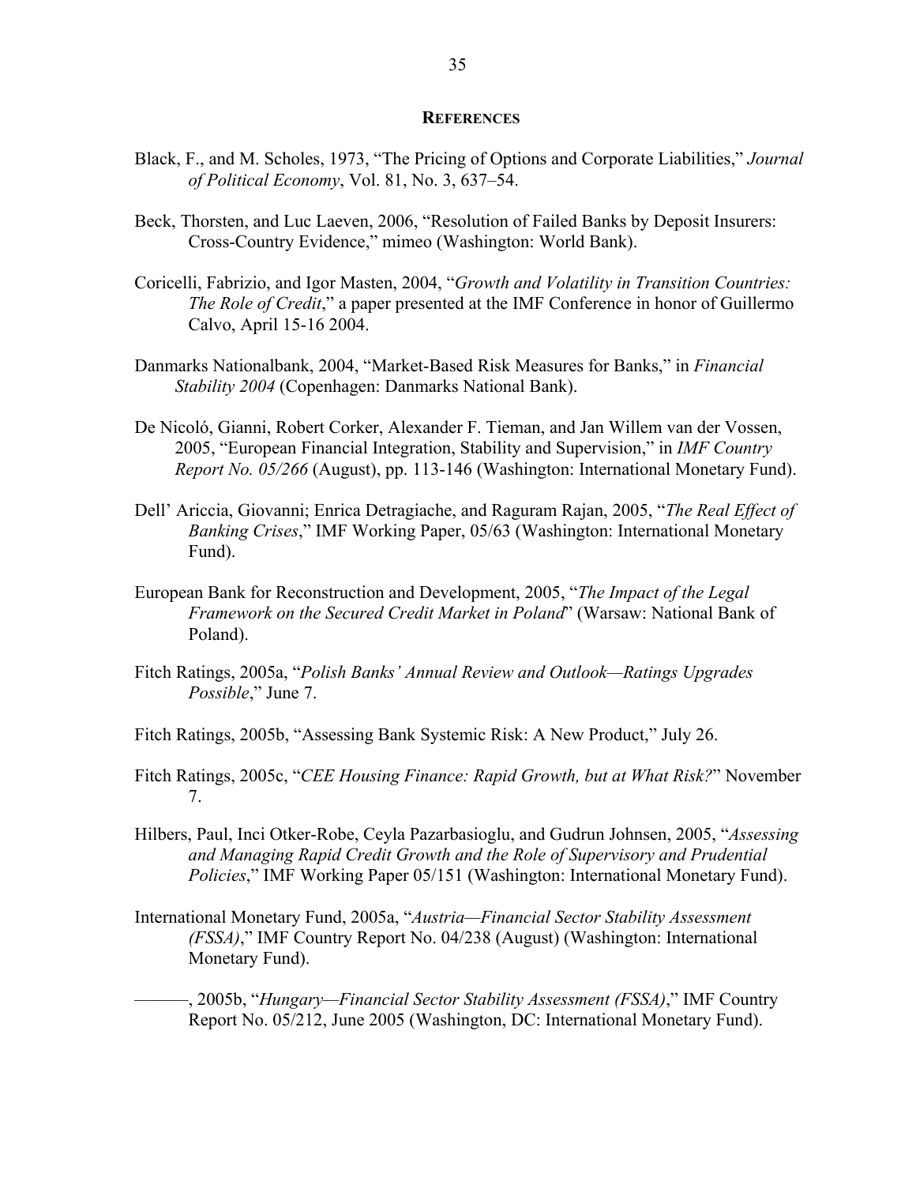## REFERENCES

Black, F., and M. Scholes, 1973, "The Pricing of Options and Corporate Liabilities," *Journal of Political Economy*, Vol. 81, No. 3, 637–54.

Beck, Thorsten, and Luc Laeven, 2006, "Resolution of Failed Banks by Deposit Insurers: Cross-Country Evidence," mimeo (Washington: World Bank).

Coricelli, Fabrizio, and Igor Masten, 2004, "*Growth and Volatility in Transition Countries: The Role of Credit*," a paper presented at the IMF Conference in honor of Guillermo Calvo, April 15-16 2004.

Danmarks Nationalbank, 2004, "Market-Based Risk Measures for Banks," in *Financial Stability 2004* (Copenhagen: Danmarks National Bank).

De Nicoló, Gianni, Robert Corker, Alexander F. Tieman, and Jan Willem van der Vossen, 2005, "European Financial Integration, Stability and Supervision," in *IMF Country Report No. 05/266* (August), pp. 113-146 (Washington: International Monetary Fund).

Dell' Ariccia, Giovanni; Enrica Detragiache, and Raguram Rajan, 2005, "*The Real Effect of Banking Crises*," IMF Working Paper, 05/63 (Washington: International Monetary Fund).

European Bank for Reconstruction and Development, 2005, "*The Impact of the Legal Framework on the Secured Credit Market in Poland*" (Warsaw: National Bank of Poland).

Fitch Ratings, 2005a, "*Polish Banks' Annual Review and Outlook—Ratings Upgrades Possible*," June 7.

Fitch Ratings, 2005b, "Assessing Bank Systemic Risk: A New Product," July 26.

Fitch Ratings, 2005c, "*CEE Housing Finance: Rapid Growth, but at What Risk?*" November 7.

Hilbers, Paul, Inci Otker-Robe, Ceyla Pazarbasioglu, and Gudrun Johnsen, 2005, "*Assessing and Managing Rapid Credit Growth and the Role of Supervisory and Prudential Policies*," IMF Working Paper 05/151 (Washington: International Monetary Fund).

International Monetary Fund, 2005a, "*Austria—Financial Sector Stability Assessment (FSSA)*," IMF Country Report No. 04/238 (August) (Washington: International Monetary Fund).

———, 2005b, "*Hungary—Financial Sector Stability Assessment (FSSA)*," IMF Country Report No. 05/212, June 2005 (Washington, DC: International Monetary Fund).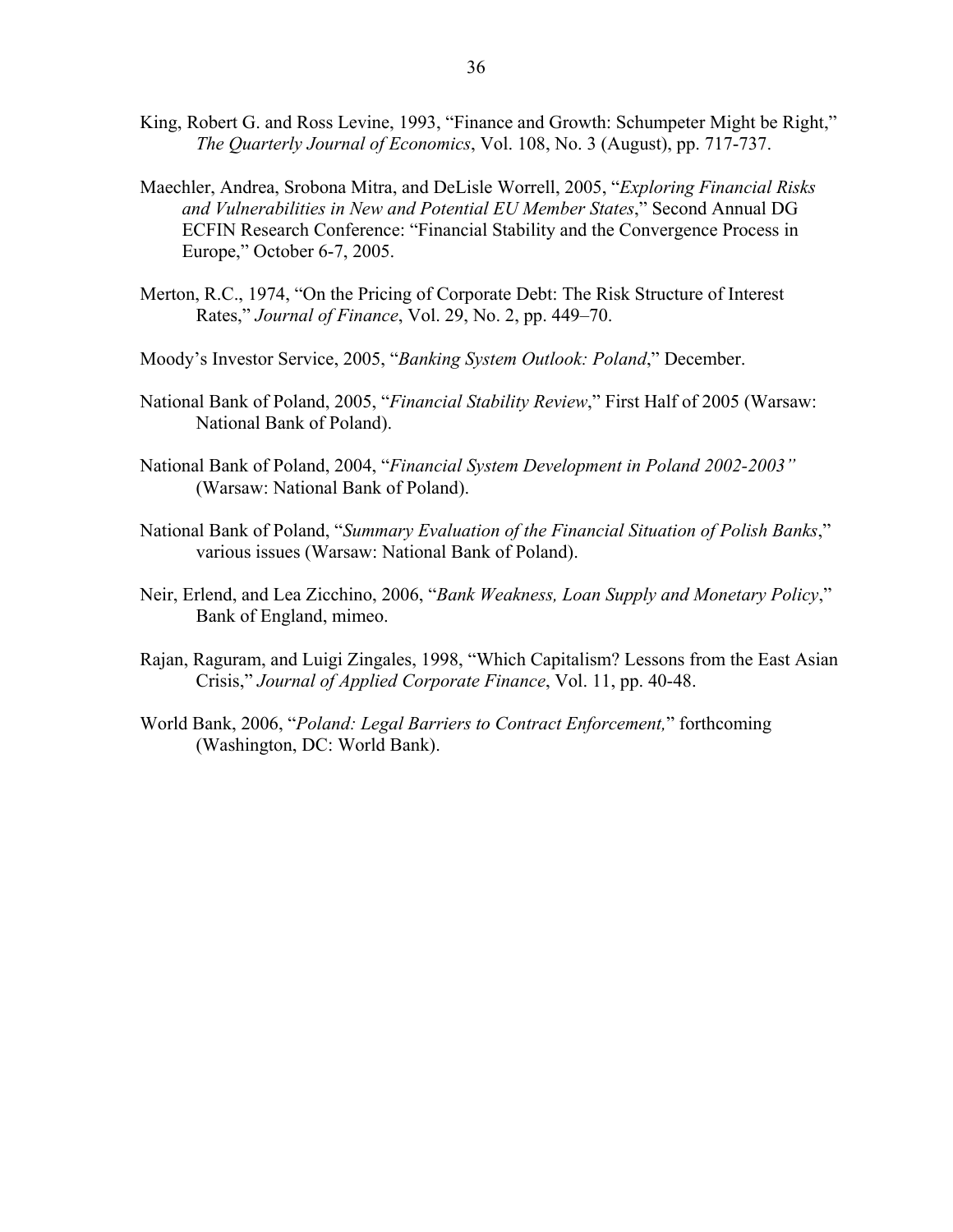King, Robert G. and Ross Levine, 1993, "Finance and Growth: Schumpeter Might be Right," *The Quarterly Journal of Economics*, Vol. 108, No. 3 (August), pp. 717-737.

Maechler, Andrea, Srobona Mitra, and DeLisle Worrell, 2005, "*Exploring Financial Risks and Vulnerabilities in New and Potential EU Member States*," Second Annual DG ECFIN Research Conference: "Financial Stability and the Convergence Process in Europe," October 6-7, 2005.

Merton, R.C., 1974, "On the Pricing of Corporate Debt: The Risk Structure of Interest Rates," *Journal of Finance*, Vol. 29, No. 2, pp. 449–70.

Moody's Investor Service, 2005, "*Banking System Outlook: Poland*," December.

National Bank of Poland, 2005, "*Financial Stability Review*," First Half of 2005 (Warsaw: National Bank of Poland).

National Bank of Poland, 2004, "*Financial System Development in Poland 2002-2003"* (Warsaw: National Bank of Poland).

National Bank of Poland, "*Summary Evaluation of the Financial Situation of Polish Banks*," various issues (Warsaw: National Bank of Poland).

Neir, Erlend, and Lea Zicchino, 2006, "*Bank Weakness, Loan Supply and Monetary Policy*," Bank of England, mimeo.

Rajan, Raguram, and Luigi Zingales, 1998, "Which Capitalism? Lessons from the East Asian Crisis," *Journal of Applied Corporate Finance*, Vol. 11, pp. 40-48.

World Bank, 2006, "*Poland: Legal Barriers to Contract Enforcement,*" forthcoming (Washington, DC: World Bank).